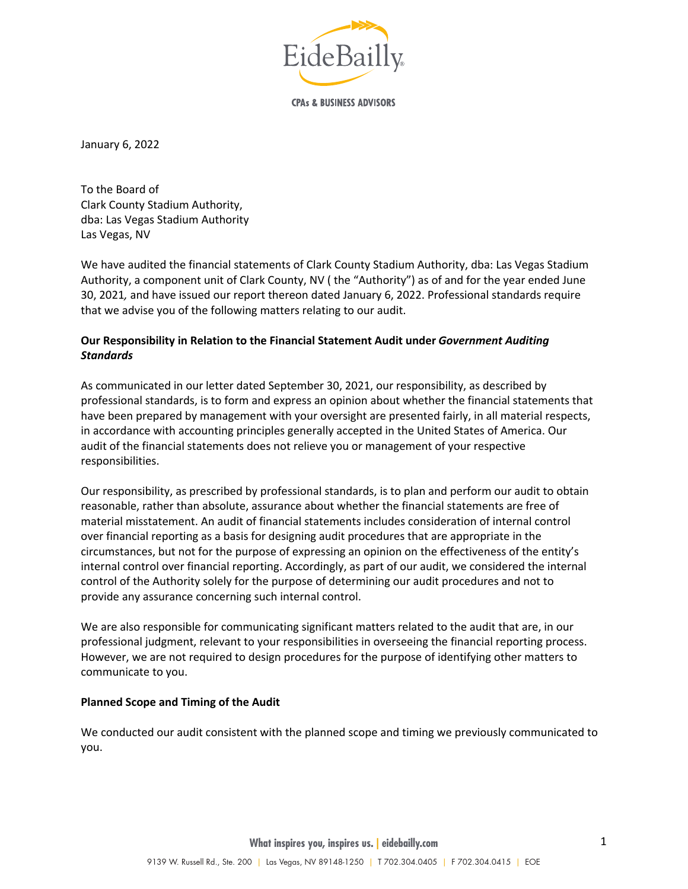January 6, 2022

To the Board of
Clark County Stadium Authority,
dba: Las Vegas Stadium Authority
Las Vegas, NV

We have audited the financial statements of Clark County Stadium Authority, dba: Las Vegas Stadium Authority, a component unit of Clark County, NV ( the "Authority") as of and for the year ended June 30, 2021, and have issued our report thereon dated January 6, 2022. Professional standards require that we advise you of the following matters relating to our audit.

**Our Responsibility in Relation to the Financial Statement Audit under *Government Auditing Standards***

As communicated in our letter dated September 30, 2021, our responsibility, as described by professional standards, is to form and express an opinion about whether the financial statements that have been prepared by management with your oversight are presented fairly, in all material respects, in accordance with accounting principles generally accepted in the United States of America. Our audit of the financial statements does not relieve you or management of your respective responsibilities.

Our responsibility, as prescribed by professional standards, is to plan and perform our audit to obtain reasonable, rather than absolute, assurance about whether the financial statements are free of material misstatement. An audit of financial statements includes consideration of internal control over financial reporting as a basis for designing audit procedures that are appropriate in the circumstances, but not for the purpose of expressing an opinion on the effectiveness of the entity's internal control over financial reporting. Accordingly, as part of our audit, we considered the internal control of the Authority solely for the purpose of determining our audit procedures and not to provide any assurance concerning such internal control.

We are also responsible for communicating significant matters related to the audit that are, in our professional judgment, relevant to your responsibilities in overseeing the financial reporting process. However, we are not required to design procedures for the purpose of identifying other matters to communicate to you.

**Planned Scope and Timing of the Audit**

We conducted our audit consistent with the planned scope and timing we previously communicated to you.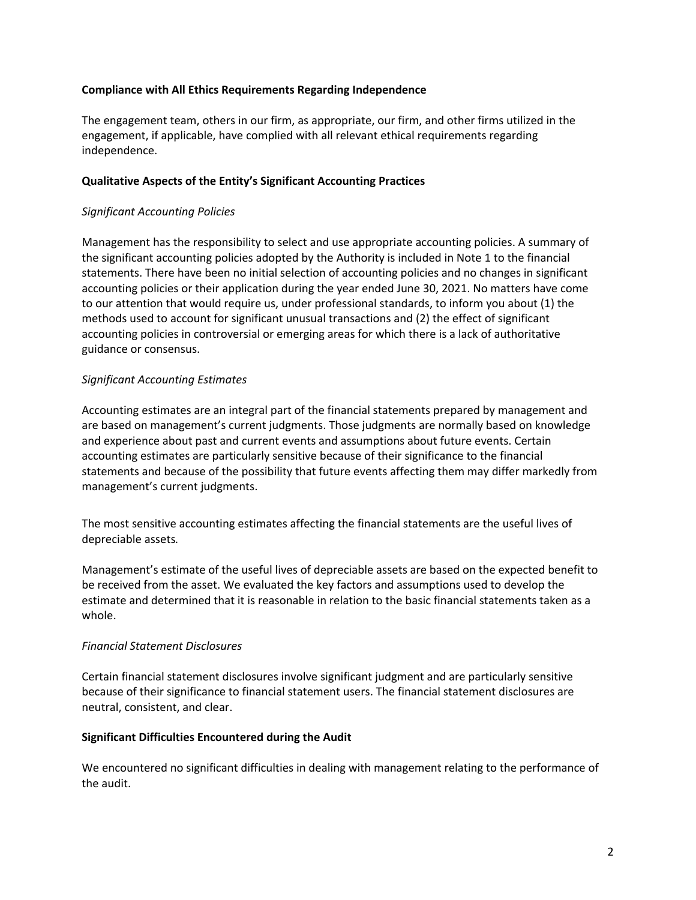**Compliance with All Ethics Requirements Regarding Independence**

The engagement team, others in our firm, as appropriate, our firm, and other firms utilized in the engagement, if applicable, have complied with all relevant ethical requirements regarding independence.

**Qualitative Aspects of the Entity's Significant Accounting Practices**

*Significant Accounting Policies*

Management has the responsibility to select and use appropriate accounting policies. A summary of the significant accounting policies adopted by the Authority is included in Note 1 to the financial statements. There have been no initial selection of accounting policies and no changes in significant accounting policies or their application during the year ended June 30, 2021. No matters have come to our attention that would require us, under professional standards, to inform you about (1) the methods used to account for significant unusual transactions and (2) the effect of significant accounting policies in controversial or emerging areas for which there is a lack of authoritative guidance or consensus.

*Significant Accounting Estimates*

Accounting estimates are an integral part of the financial statements prepared by management and are based on management's current judgments. Those judgments are normally based on knowledge and experience about past and current events and assumptions about future events. Certain accounting estimates are particularly sensitive because of their significance to the financial statements and because of the possibility that future events affecting them may differ markedly from management's current judgments.

The most sensitive accounting estimates affecting the financial statements are the useful lives of depreciable assets.

Management's estimate of the useful lives of depreciable assets are based on the expected benefit to be received from the asset. We evaluated the key factors and assumptions used to develop the estimate and determined that it is reasonable in relation to the basic financial statements taken as a whole.

*Financial Statement Disclosures*

Certain financial statement disclosures involve significant judgment and are particularly sensitive because of their significance to financial statement users. The financial statement disclosures are neutral, consistent, and clear.

**Significant Difficulties Encountered during the Audit**

We encountered no significant difficulties in dealing with management relating to the performance of the audit.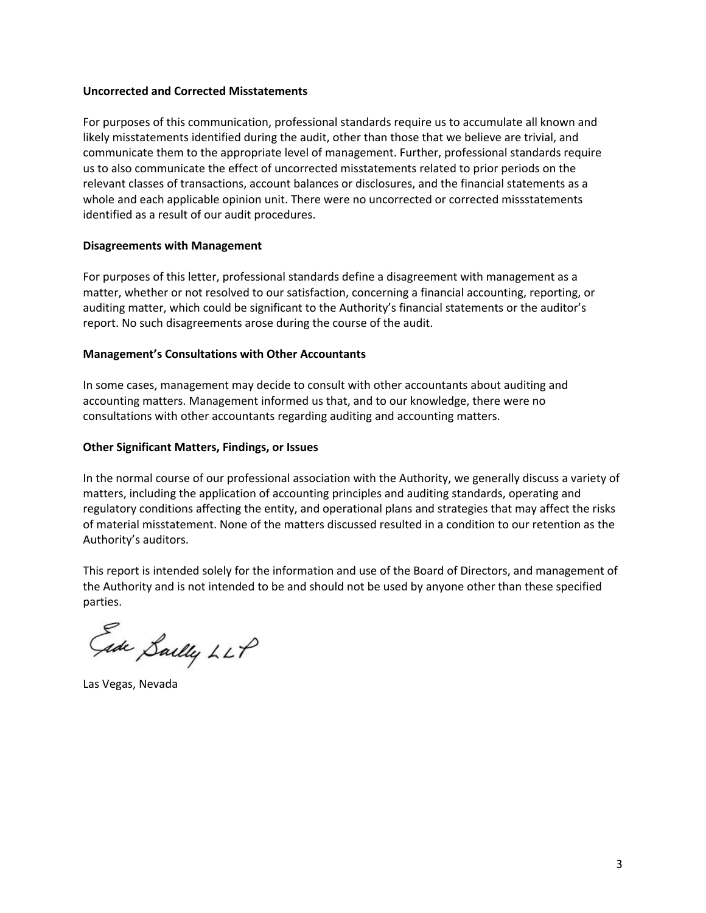**Uncorrected and Corrected Misstatements**

For purposes of this communication, professional standards require us to accumulate all known and likely misstatements identified during the audit, other than those that we believe are trivial, and communicate them to the appropriate level of management. Further, professional standards require us to also communicate the effect of uncorrected misstatements related to prior periods on the relevant classes of transactions, account balances or disclosures, and the financial statements as a whole and each applicable opinion unit. There were no uncorrected or corrected missstatements identified as a result of our audit procedures.

**Disagreements with Management**

For purposes of this letter, professional standards define a disagreement with management as a matter, whether or not resolved to our satisfaction, concerning a financial accounting, reporting, or auditing matter, which could be significant to the Authority's financial statements or the auditor's report. No such disagreements arose during the course of the audit.

**Management's Consultations with Other Accountants**

In some cases, management may decide to consult with other accountants about auditing and accounting matters. Management informed us that, and to our knowledge, there were no consultations with other accountants regarding auditing and accounting matters.

**Other Significant Matters, Findings, or Issues**

In the normal course of our professional association with the Authority, we generally discuss a variety of matters, including the application of accounting principles and auditing standards, operating and regulatory conditions affecting the entity, and operational plans and strategies that may affect the risks of material misstatement. None of the matters discussed resulted in a condition to our retention as the Authority's auditors.

This report is intended solely for the information and use of the Board of Directors, and management of the Authority and is not intended to be and should not be used by anyone other than these specified parties.

Eide Bailly LLP

Las Vegas, Nevada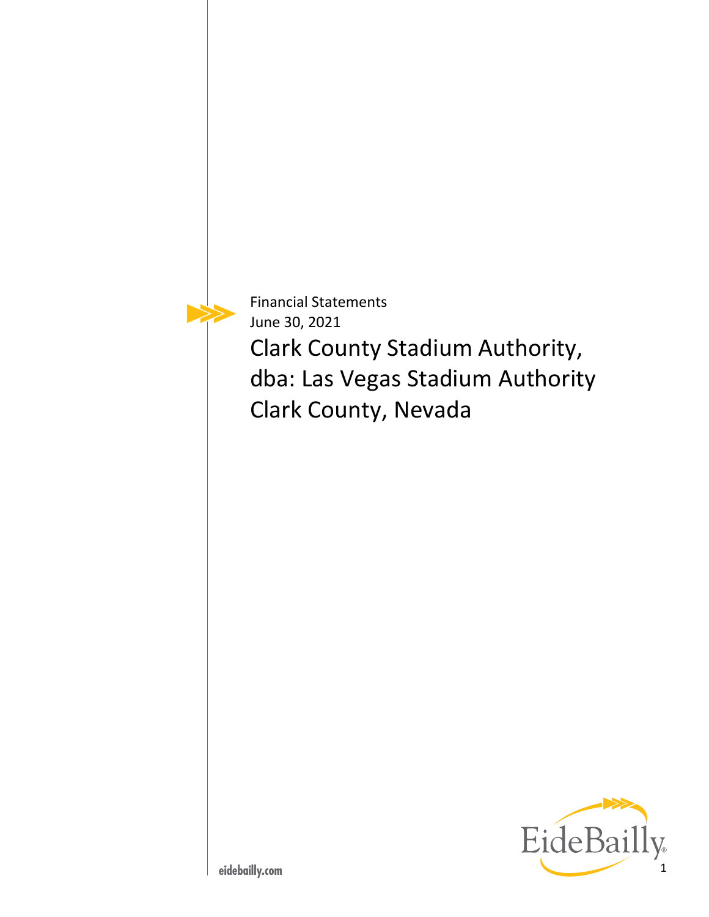Financial Statements
June 30, 2021

# Clark County Stadium Authority, dba: Las Vegas Stadium Authority Clark County, Nevada

eidebailly.com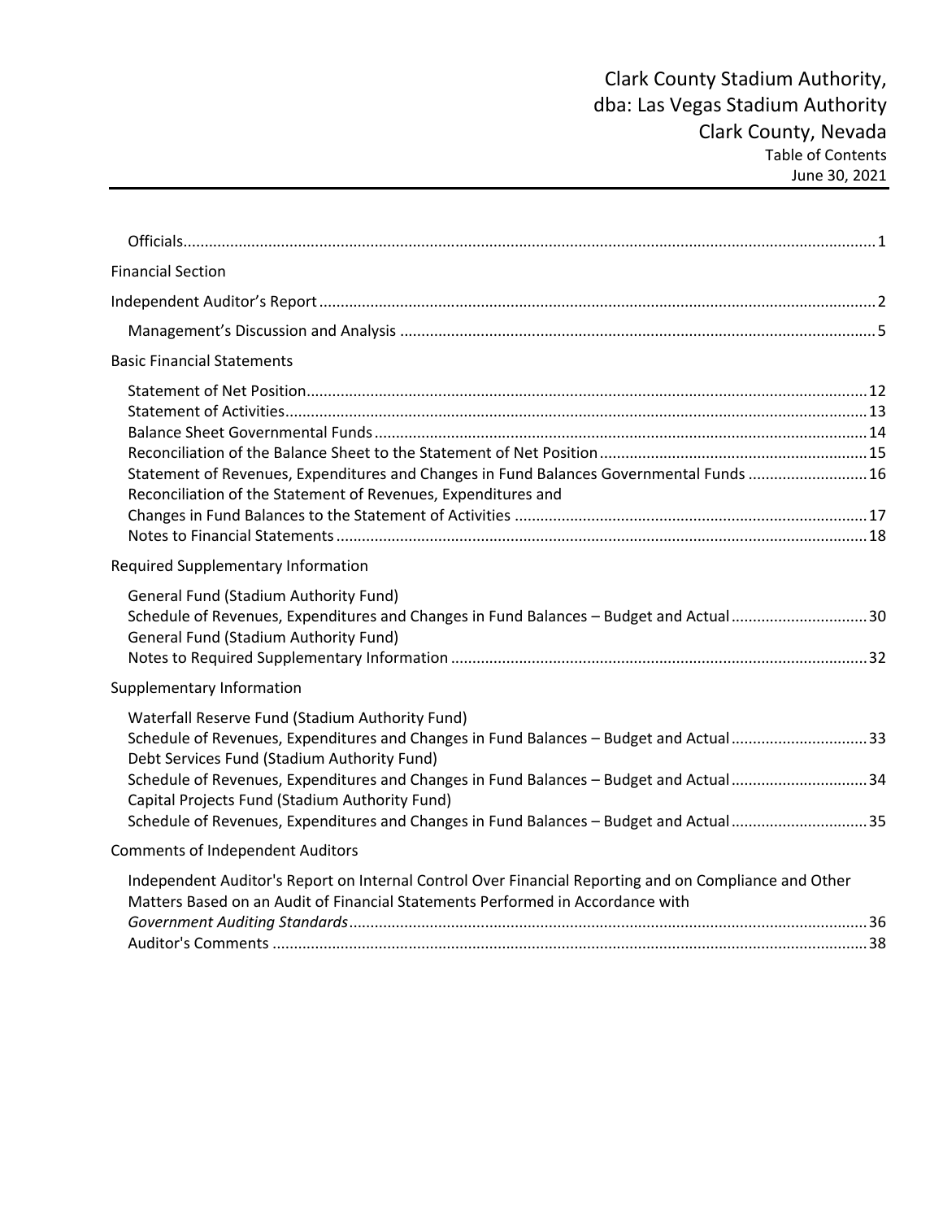# Clark County Stadium Authority,
# dba: Las Vegas Stadium Authority
# Clark County, Nevada

Table of Contents
June 30, 2021

| | |
|---|---|
| Officials | 1 |
| **Financial Section** | |
| Independent Auditor's Report | 2 |
| Management's Discussion and Analysis | 5 |
| **Basic Financial Statements** | |
| Statement of Net Position | 12 |
| Statement of Activities | 13 |
| Balance Sheet Governmental Funds | 14 |
| Reconciliation of the Balance Sheet to the Statement of Net Position | 15 |
| Statement of Revenues, Expenditures and Changes in Fund Balances Governmental Funds | 16 |
| Reconciliation of the Statement of Revenues, Expenditures and Changes in Fund Balances to the Statement of Activities | 17 |
| Notes to Financial Statements | 18 |
| **Required Supplementary Information** | |
| General Fund (Stadium Authority Fund) Schedule of Revenues, Expenditures and Changes in Fund Balances – Budget and Actual | 30 |
| General Fund (Stadium Authority Fund) Notes to Required Supplementary Information | 32 |
| **Supplementary Information** | |
| Waterfall Reserve Fund (Stadium Authority Fund) Schedule of Revenues, Expenditures and Changes in Fund Balances – Budget and Actual | 33 |
| Debt Services Fund (Stadium Authority Fund) Schedule of Revenues, Expenditures and Changes in Fund Balances – Budget and Actual | 34 |
| Capital Projects Fund (Stadium Authority Fund) Schedule of Revenues, Expenditures and Changes in Fund Balances – Budget and Actual | 35 |
| **Comments of Independent Auditors** | |
| Independent Auditor's Report on Internal Control Over Financial Reporting and on Compliance and Other Matters Based on an Audit of Financial Statements Performed in Accordance with *Government Auditing Standards* | 36 |
| Auditor's Comments | 38 |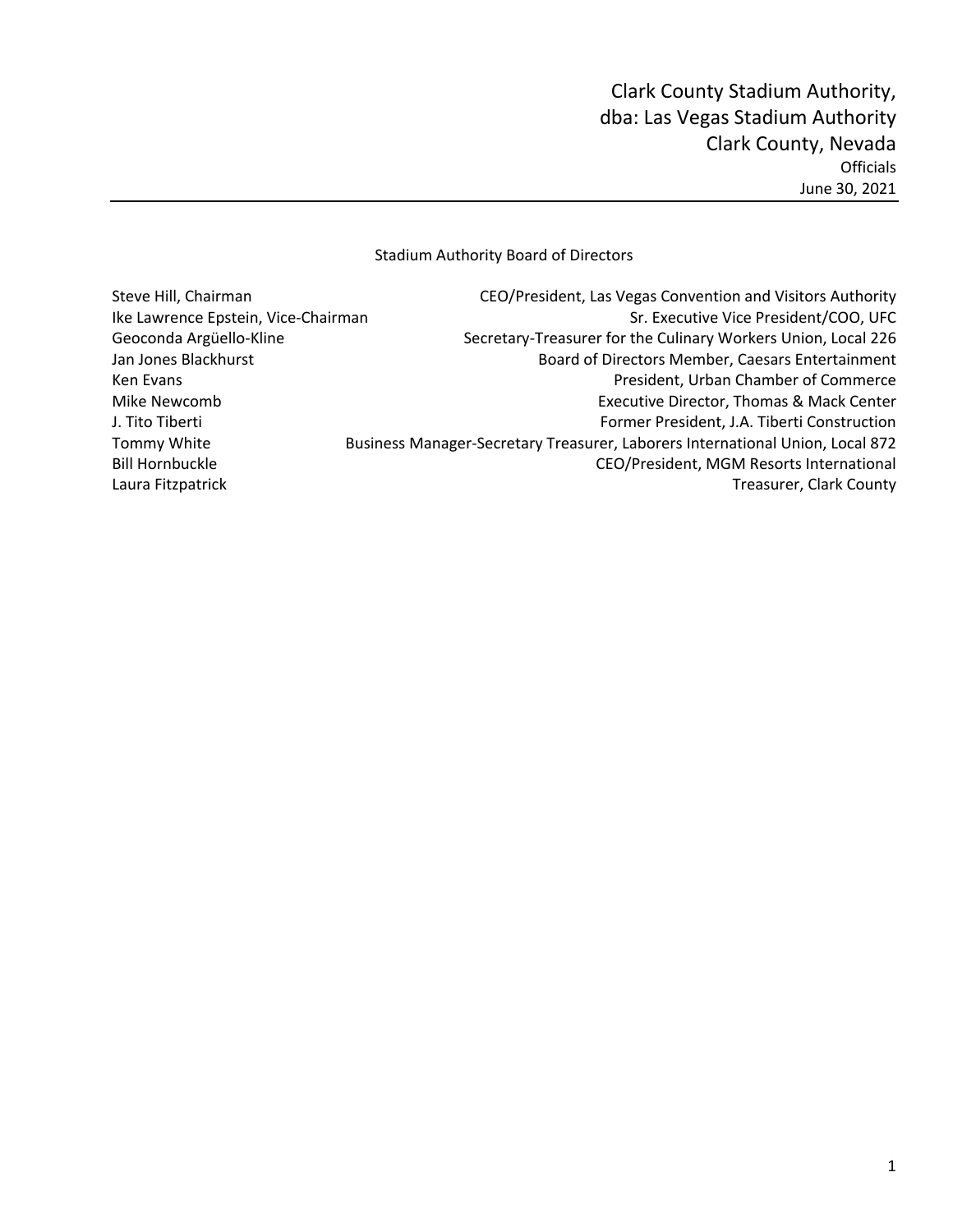# Clark County Stadium Authority, dba: Las Vegas Stadium Authority Clark County, Nevada

Officials

June 30, 2021

## Stadium Authority Board of Directors

| Name | Title |
|---|---|
| Steve Hill, Chairman | CEO/President, Las Vegas Convention and Visitors Authority |
| Ike Lawrence Epstein, Vice-Chairman | Sr. Executive Vice President/COO, UFC |
| Geoconda Argüello-Kline | Secretary-Treasurer for the Culinary Workers Union, Local 226 |
| Jan Jones Blackhurst | Board of Directors Member, Caesars Entertainment |
| Ken Evans | President, Urban Chamber of Commerce |
| Mike Newcomb | Executive Director, Thomas & Mack Center |
| J. Tito Tiberti | Former President, J.A. Tiberti Construction |
| Tommy White | Business Manager-Secretary Treasurer, Laborers International Union, Local 872 |
| Bill Hornbuckle | CEO/President, MGM Resorts International |
| Laura Fitzpatrick | Treasurer, Clark County |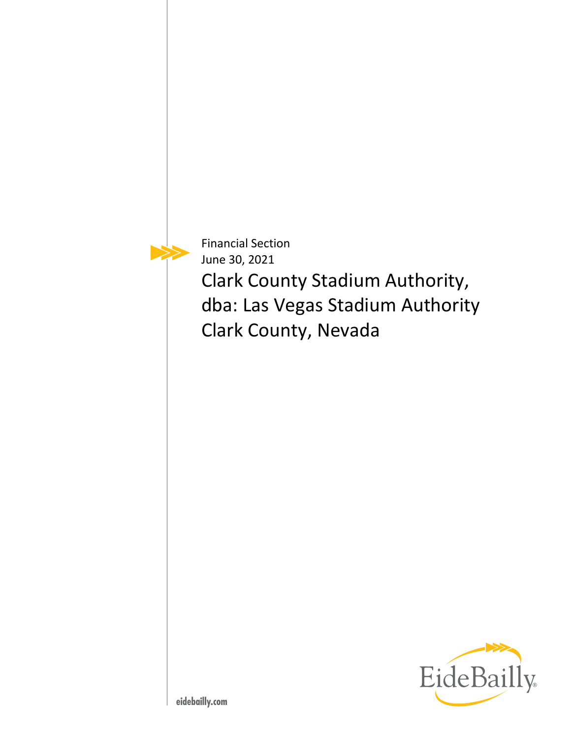Financial Section

June 30, 2021

# Clark County Stadium Authority, dba: Las Vegas Stadium Authority Clark County, Nevada

eidebailly.com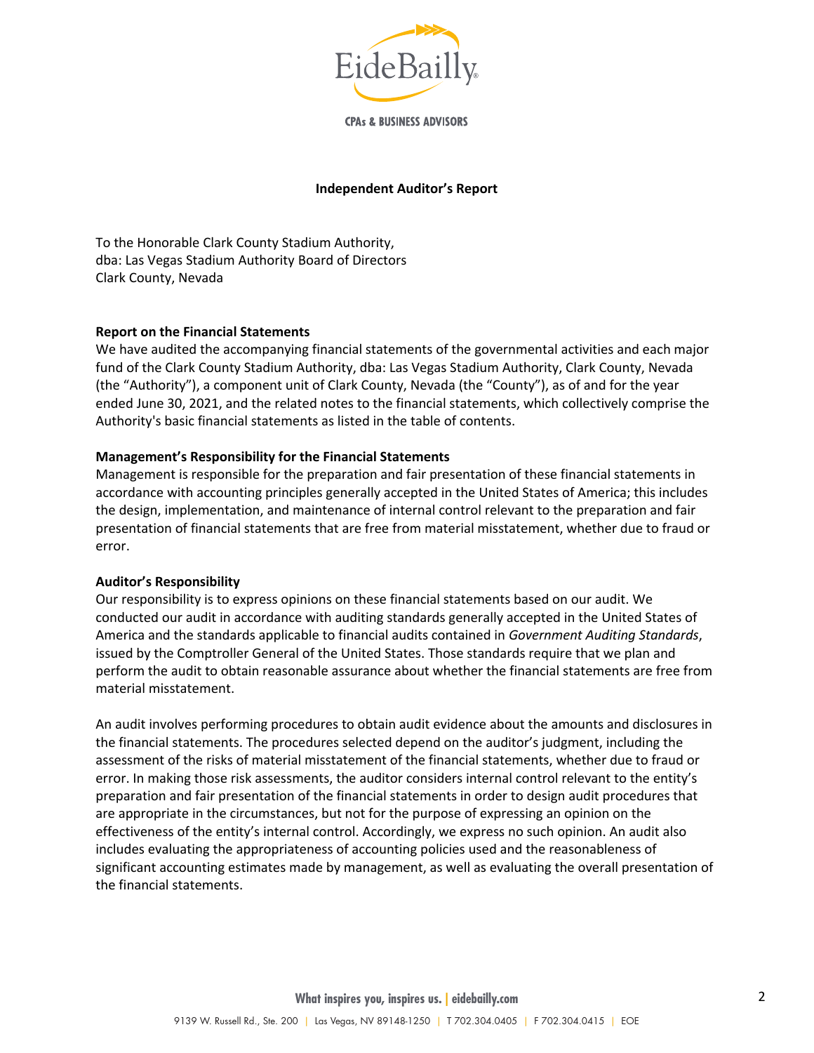# Independent Auditor's Report

To the Honorable Clark County Stadium Authority,
dba: Las Vegas Stadium Authority Board of Directors
Clark County, Nevada

**Report on the Financial Statements**

We have audited the accompanying financial statements of the governmental activities and each major fund of the Clark County Stadium Authority, dba: Las Vegas Stadium Authority, Clark County, Nevada (the "Authority"), a component unit of Clark County, Nevada (the "County"), as of and for the year ended June 30, 2021, and the related notes to the financial statements, which collectively comprise the Authority's basic financial statements as listed in the table of contents.

**Management's Responsibility for the Financial Statements**

Management is responsible for the preparation and fair presentation of these financial statements in accordance with accounting principles generally accepted in the United States of America; this includes the design, implementation, and maintenance of internal control relevant to the preparation and fair presentation of financial statements that are free from material misstatement, whether due to fraud or error.

**Auditor's Responsibility**

Our responsibility is to express opinions on these financial statements based on our audit. We conducted our audit in accordance with auditing standards generally accepted in the United States of America and the standards applicable to financial audits contained in *Government Auditing Standards*, issued by the Comptroller General of the United States. Those standards require that we plan and perform the audit to obtain reasonable assurance about whether the financial statements are free from material misstatement.

An audit involves performing procedures to obtain audit evidence about the amounts and disclosures in the financial statements. The procedures selected depend on the auditor's judgment, including the assessment of the risks of material misstatement of the financial statements, whether due to fraud or error. In making those risk assessments, the auditor considers internal control relevant to the entity's preparation and fair presentation of the financial statements in order to design audit procedures that are appropriate in the circumstances, but not for the purpose of expressing an opinion on the effectiveness of the entity's internal control. Accordingly, we express no such opinion. An audit also includes evaluating the appropriateness of accounting policies used and the reasonableness of significant accounting estimates made by management, as well as evaluating the overall presentation of the financial statements.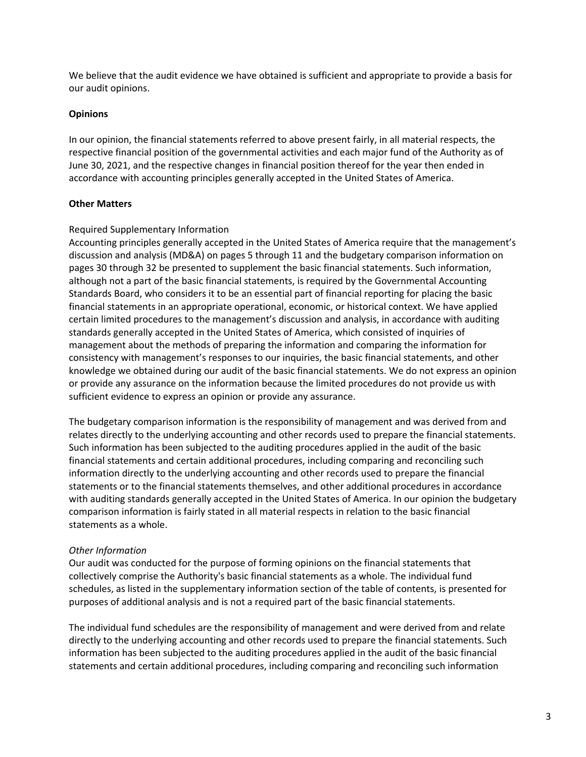We believe that the audit evidence we have obtained is sufficient and appropriate to provide a basis for our audit opinions.

**Opinions**

In our opinion, the financial statements referred to above present fairly, in all material respects, the respective financial position of the governmental activities and each major fund of the Authority as of June 30, 2021, and the respective changes in financial position thereof for the year then ended in accordance with accounting principles generally accepted in the United States of America.

**Other Matters**

Required Supplementary Information
Accounting principles generally accepted in the United States of America require that the management's discussion and analysis (MD&A) on pages 5 through 11 and the budgetary comparison information on pages 30 through 32 be presented to supplement the basic financial statements. Such information, although not a part of the basic financial statements, is required by the Governmental Accounting Standards Board, who considers it to be an essential part of financial reporting for placing the basic financial statements in an appropriate operational, economic, or historical context. We have applied certain limited procedures to the management's discussion and analysis, in accordance with auditing standards generally accepted in the United States of America, which consisted of inquiries of management about the methods of preparing the information and comparing the information for consistency with management's responses to our inquiries, the basic financial statements, and other knowledge we obtained during our audit of the basic financial statements. We do not express an opinion or provide any assurance on the information because the limited procedures do not provide us with sufficient evidence to express an opinion or provide any assurance.

The budgetary comparison information is the responsibility of management and was derived from and relates directly to the underlying accounting and other records used to prepare the financial statements. Such information has been subjected to the auditing procedures applied in the audit of the basic financial statements and certain additional procedures, including comparing and reconciling such information directly to the underlying accounting and other records used to prepare the financial statements or to the financial statements themselves, and other additional procedures in accordance with auditing standards generally accepted in the United States of America. In our opinion the budgetary comparison information is fairly stated in all material respects in relation to the basic financial statements as a whole.

*Other Information*
Our audit was conducted for the purpose of forming opinions on the financial statements that collectively comprise the Authority's basic financial statements as a whole. The individual fund schedules, as listed in the supplementary information section of the table of contents, is presented for purposes of additional analysis and is not a required part of the basic financial statements.

The individual fund schedules are the responsibility of management and were derived from and relate directly to the underlying accounting and other records used to prepare the financial statements. Such information has been subjected to the auditing procedures applied in the audit of the basic financial statements and certain additional procedures, including comparing and reconciling such information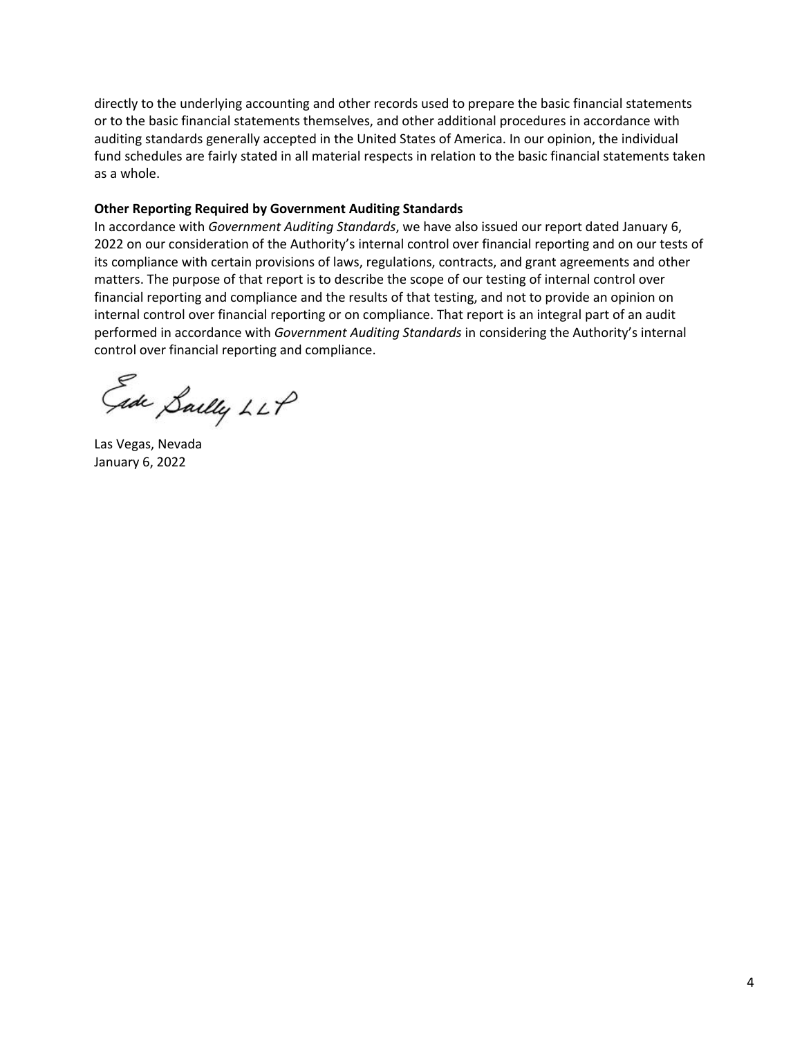directly to the underlying accounting and other records used to prepare the basic financial statements or to the basic financial statements themselves, and other additional procedures in accordance with auditing standards generally accepted in the United States of America. In our opinion, the individual fund schedules are fairly stated in all material respects in relation to the basic financial statements taken as a whole.

**Other Reporting Required by Government Auditing Standards**

In accordance with *Government Auditing Standards*, we have also issued our report dated January 6, 2022 on our consideration of the Authority's internal control over financial reporting and on our tests of its compliance with certain provisions of laws, regulations, contracts, and grant agreements and other matters. The purpose of that report is to describe the scope of our testing of internal control over financial reporting and compliance and the results of that testing, and not to provide an opinion on internal control over financial reporting or on compliance. That report is an integral part of an audit performed in accordance with *Government Auditing Standards* in considering the Authority's internal control over financial reporting and compliance.

Eide Bailly LLP

Las Vegas, Nevada
January 6, 2022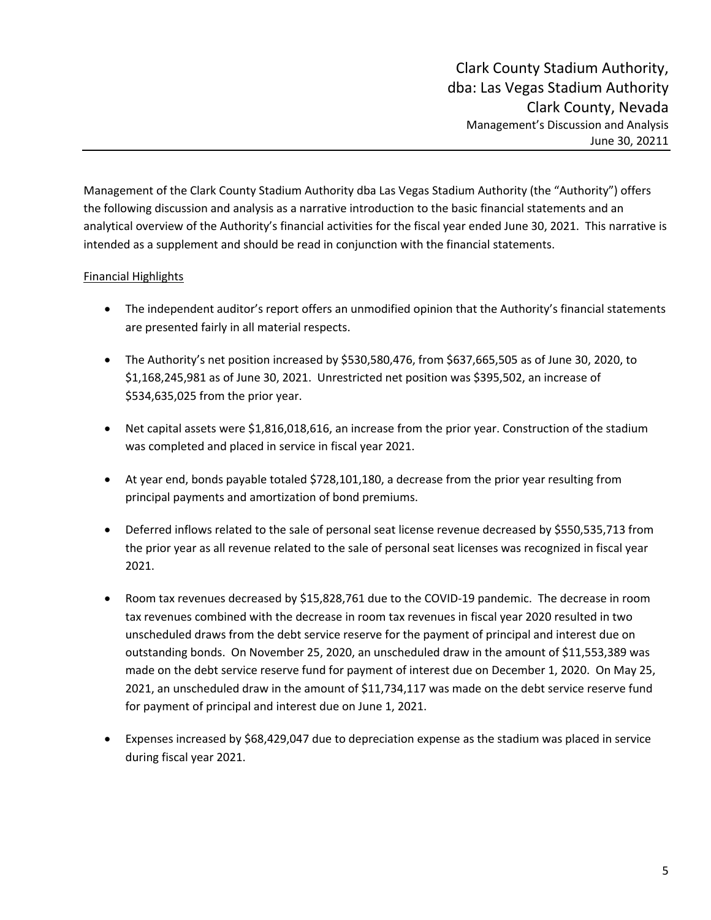Management of the Clark County Stadium Authority dba Las Vegas Stadium Authority (the "Authority") offers the following discussion and analysis as a narrative introduction to the basic financial statements and an analytical overview of the Authority's financial activities for the fiscal year ended June 30, 2021. This narrative is intended as a supplement and should be read in conjunction with the financial statements.

## Financial Highlights

- The independent auditor's report offers an unmodified opinion that the Authority's financial statements are presented fairly in all material respects.

- The Authority's net position increased by $530,580,476, from $637,665,505 as of June 30, 2020, to $1,168,245,981 as of June 30, 2021. Unrestricted net position was $395,502, an increase of $534,635,025 from the prior year.

- Net capital assets were $1,816,018,616, an increase from the prior year. Construction of the stadium was completed and placed in service in fiscal year 2021.

- At year end, bonds payable totaled $728,101,180, a decrease from the prior year resulting from principal payments and amortization of bond premiums.

- Deferred inflows related to the sale of personal seat license revenue decreased by $550,535,713 from the prior year as all revenue related to the sale of personal seat licenses was recognized in fiscal year 2021.

- Room tax revenues decreased by $15,828,761 due to the COVID-19 pandemic. The decrease in room tax revenues combined with the decrease in room tax revenues in fiscal year 2020 resulted in two unscheduled draws from the debt service reserve for the payment of principal and interest due on outstanding bonds. On November 25, 2020, an unscheduled draw in the amount of $11,553,389 was made on the debt service reserve fund for payment of interest due on December 1, 2020. On May 25, 2021, an unscheduled draw in the amount of $11,734,117 was made on the debt service reserve fund for payment of principal and interest due on June 1, 2021.

- Expenses increased by $68,429,047 due to depreciation expense as the stadium was placed in service during fiscal year 2021.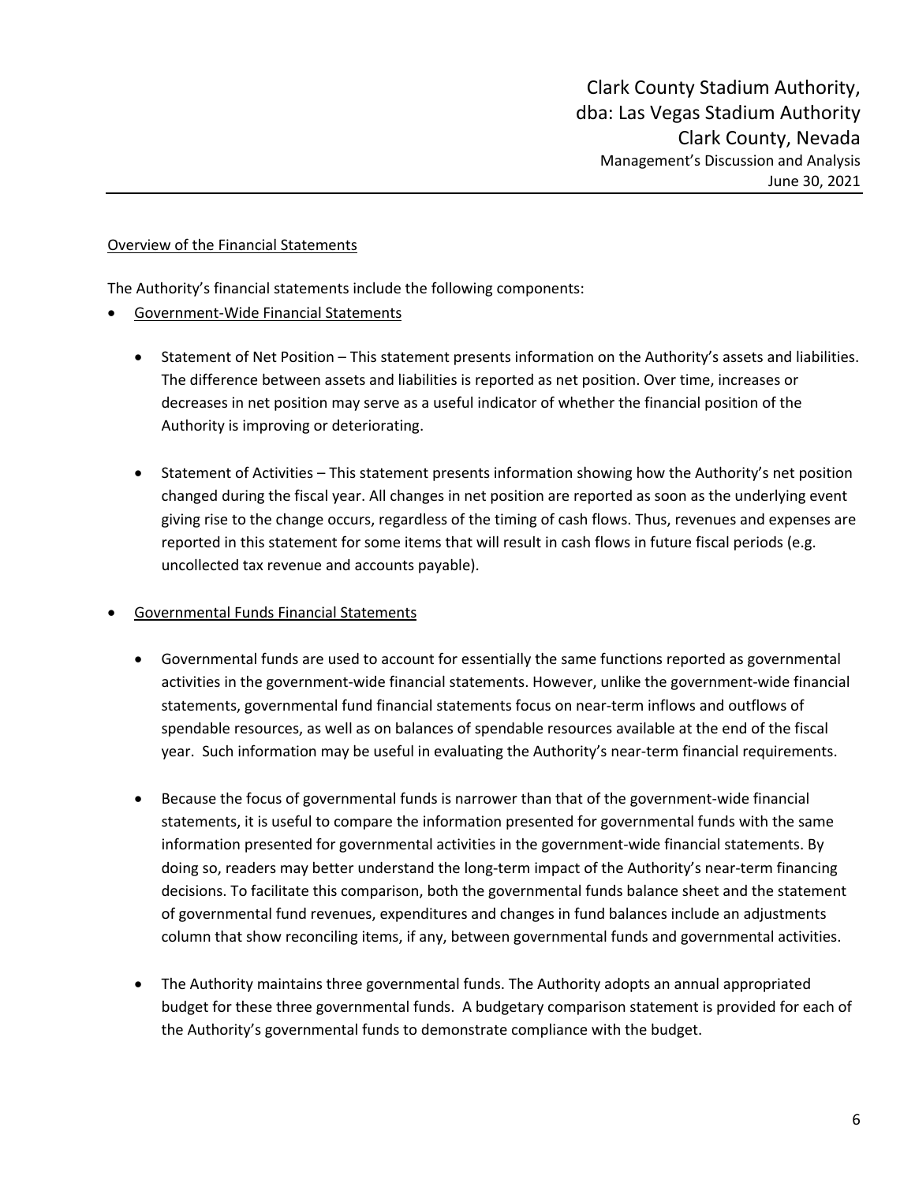## Overview of the Financial Statements

The Authority's financial statements include the following components:

- Government-Wide Financial Statements

    - Statement of Net Position – This statement presents information on the Authority's assets and liabilities. The difference between assets and liabilities is reported as net position. Over time, increases or decreases in net position may serve as a useful indicator of whether the financial position of the Authority is improving or deteriorating.

    - Statement of Activities – This statement presents information showing how the Authority's net position changed during the fiscal year. All changes in net position are reported as soon as the underlying event giving rise to the change occurs, regardless of the timing of cash flows. Thus, revenues and expenses are reported in this statement for some items that will result in cash flows in future fiscal periods (e.g. uncollected tax revenue and accounts payable).

- Governmental Funds Financial Statements

    - Governmental funds are used to account for essentially the same functions reported as governmental activities in the government-wide financial statements. However, unlike the government-wide financial statements, governmental fund financial statements focus on near-term inflows and outflows of spendable resources, as well as on balances of spendable resources available at the end of the fiscal year. Such information may be useful in evaluating the Authority's near-term financial requirements.

    - Because the focus of governmental funds is narrower than that of the government-wide financial statements, it is useful to compare the information presented for governmental funds with the same information presented for governmental activities in the government-wide financial statements. By doing so, readers may better understand the long-term impact of the Authority's near-term financing decisions. To facilitate this comparison, both the governmental funds balance sheet and the statement of governmental fund revenues, expenditures and changes in fund balances include an adjustments column that show reconciling items, if any, between governmental funds and governmental activities.

    - The Authority maintains three governmental funds. The Authority adopts an annual appropriated budget for these three governmental funds. A budgetary comparison statement is provided for each of the Authority's governmental funds to demonstrate compliance with the budget.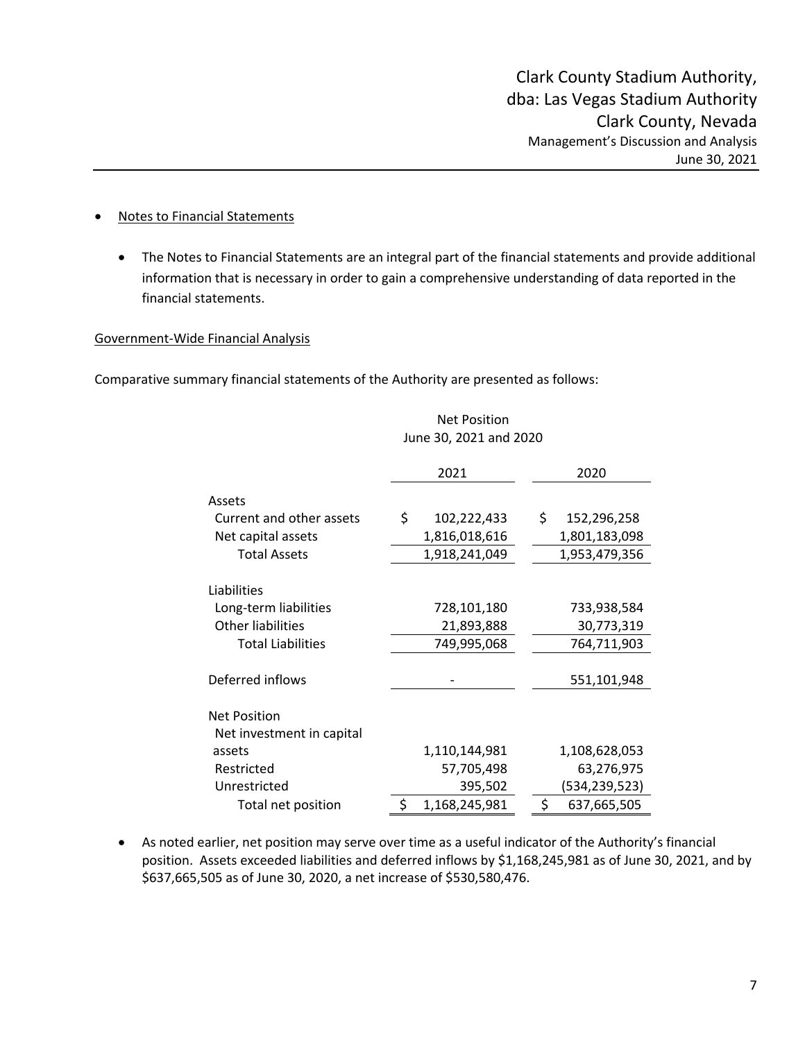- Notes to Financial Statements

  - The Notes to Financial Statements are an integral part of the financial statements and provide additional information that is necessary in order to gain a comprehensive understanding of data reported in the financial statements.

Government-Wide Financial Analysis

Comparative summary financial statements of the Authority are presented as follows:

Net Position
June 30, 2021 and 2020

| | 2021 | 2020 |
|---|---|---|
| Assets | | |
| Current and other assets | $ 102,222,433 | $ 152,296,258 |
| Net capital assets | 1,816,018,616 | 1,801,183,098 |
| Total Assets | 1,918,241,049 | 1,953,479,356 |
| Liabilities | | |
| Long-term liabilities | 728,101,180 | 733,938,584 |
| Other liabilities | 21,893,888 | 30,773,319 |
| Total Liabilities | 749,995,068 | 764,711,903 |
| Deferred inflows | - | 551,101,948 |
| Net Position | | |
| Net investment in capital assets | 1,110,144,981 | 1,108,628,053 |
| Restricted | 57,705,498 | 63,276,975 |
| Unrestricted | 395,502 | (534,239,523) |
| Total net position | $ 1,168,245,981 | $ 637,665,505 |

- As noted earlier, net position may serve over time as a useful indicator of the Authority's financial position. Assets exceeded liabilities and deferred inflows by $1,168,245,981 as of June 30, 2021, and by $637,665,505 as of June 30, 2020, a net increase of $530,580,476.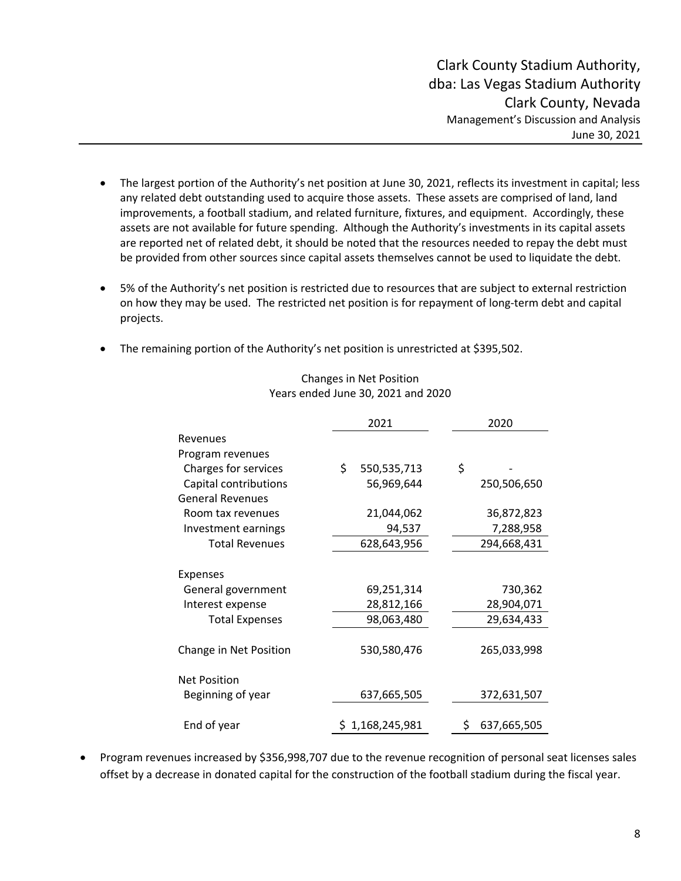- The largest portion of the Authority's net position at June 30, 2021, reflects its investment in capital; less any related debt outstanding used to acquire those assets. These assets are comprised of land, land improvements, a football stadium, and related furniture, fixtures, and equipment. Accordingly, these assets are not available for future spending. Although the Authority's investments in its capital assets are reported net of related debt, it should be noted that the resources needed to repay the debt must be provided from other sources since capital assets themselves cannot be used to liquidate the debt.

- 5% of the Authority's net position is restricted due to resources that are subject to external restriction on how they may be used. The restricted net position is for repayment of long-term debt and capital projects.

- The remaining portion of the Authority's net position is unrestricted at $395,502.

Changes in Net Position
Years ended June 30, 2021 and 2020

| | 2021 | 2020 |
|---|---|---|
| Revenues | | |
| Program revenues | | |
| Charges for services | $ 550,535,713 | $ - |
| Capital contributions | 56,969,644 | 250,506,650 |
| General Revenues | | |
| Room tax revenues | 21,044,062 | 36,872,823 |
| Investment earnings | 94,537 | 7,288,958 |
| Total Revenues | 628,643,956 | 294,668,431 |
| Expenses | | |
| General government | 69,251,314 | 730,362 |
| Interest expense | 28,812,166 | 28,904,071 |
| Total Expenses | 98,063,480 | 29,634,433 |
| Change in Net Position | 530,580,476 | 265,033,998 |
| Net Position | | |
| Beginning of year | 637,665,505 | 372,631,507 |
| End of year | $ 1,168,245,981 | $ 637,665,505 |

- Program revenues increased by $356,998,707 due to the revenue recognition of personal seat licenses sales offset by a decrease in donated capital for the construction of the football stadium during the fiscal year.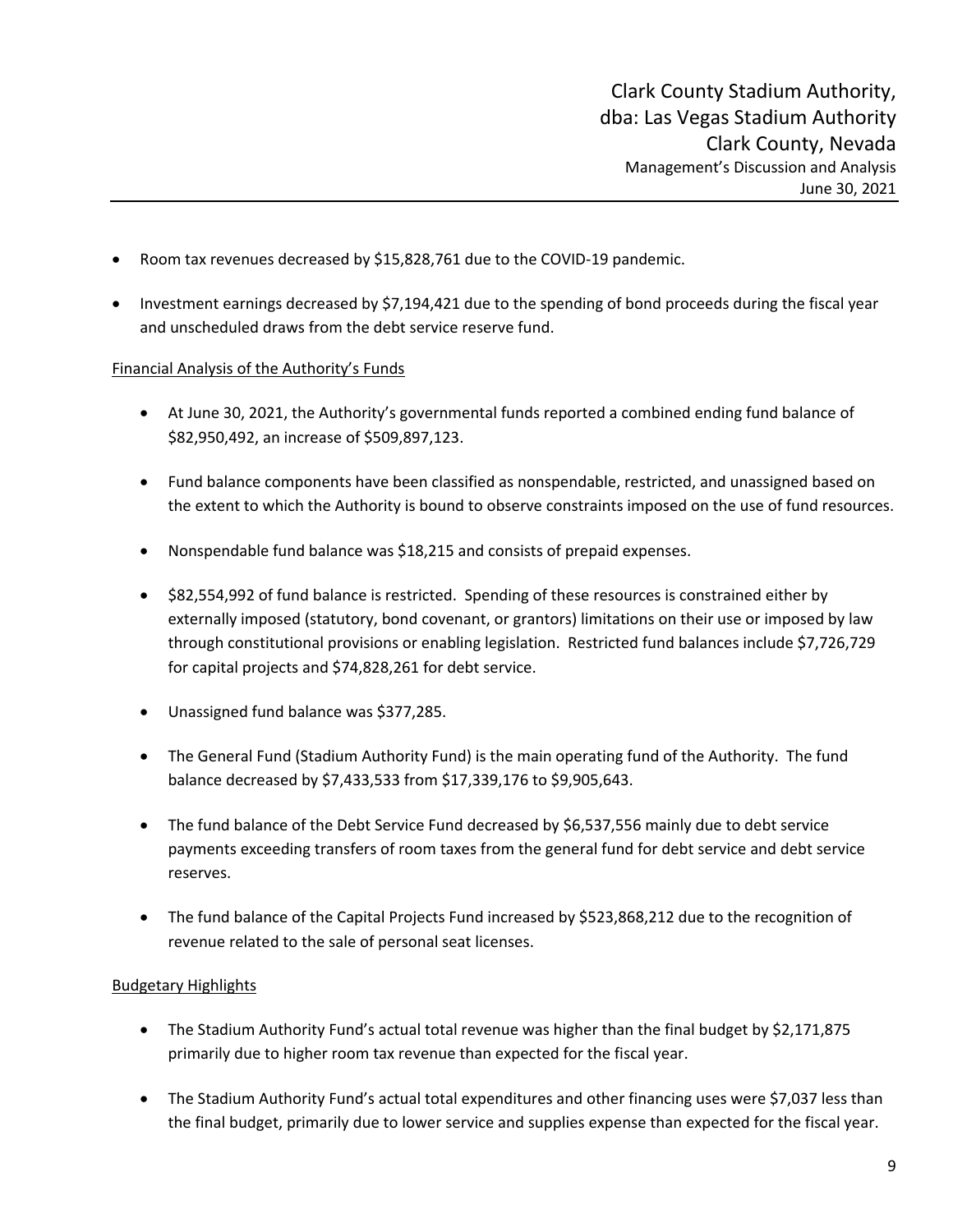- Room tax revenues decreased by $15,828,761 due to the COVID-19 pandemic.

- Investment earnings decreased by $7,194,421 due to the spending of bond proceeds during the fiscal year and unscheduled draws from the debt service reserve fund.

Financial Analysis of the Authority's Funds

- At June 30, 2021, the Authority's governmental funds reported a combined ending fund balance of $82,950,492, an increase of $509,897,123.

- Fund balance components have been classified as nonspendable, restricted, and unassigned based on the extent to which the Authority is bound to observe constraints imposed on the use of fund resources.

- Nonspendable fund balance was $18,215 and consists of prepaid expenses.

- $82,554,992 of fund balance is restricted. Spending of these resources is constrained either by externally imposed (statutory, bond covenant, or grantors) limitations on their use or imposed by law through constitutional provisions or enabling legislation. Restricted fund balances include $7,726,729 for capital projects and $74,828,261 for debt service.

- Unassigned fund balance was $377,285.

- The General Fund (Stadium Authority Fund) is the main operating fund of the Authority. The fund balance decreased by $7,433,533 from $17,339,176 to $9,905,643.

- The fund balance of the Debt Service Fund decreased by $6,537,556 mainly due to debt service payments exceeding transfers of room taxes from the general fund for debt service and debt service reserves.

- The fund balance of the Capital Projects Fund increased by $523,868,212 due to the recognition of revenue related to the sale of personal seat licenses.

Budgetary Highlights

- The Stadium Authority Fund's actual total revenue was higher than the final budget by $2,171,875 primarily due to higher room tax revenue than expected for the fiscal year.

- The Stadium Authority Fund's actual total expenditures and other financing uses were $7,037 less than the final budget, primarily due to lower service and supplies expense than expected for the fiscal year.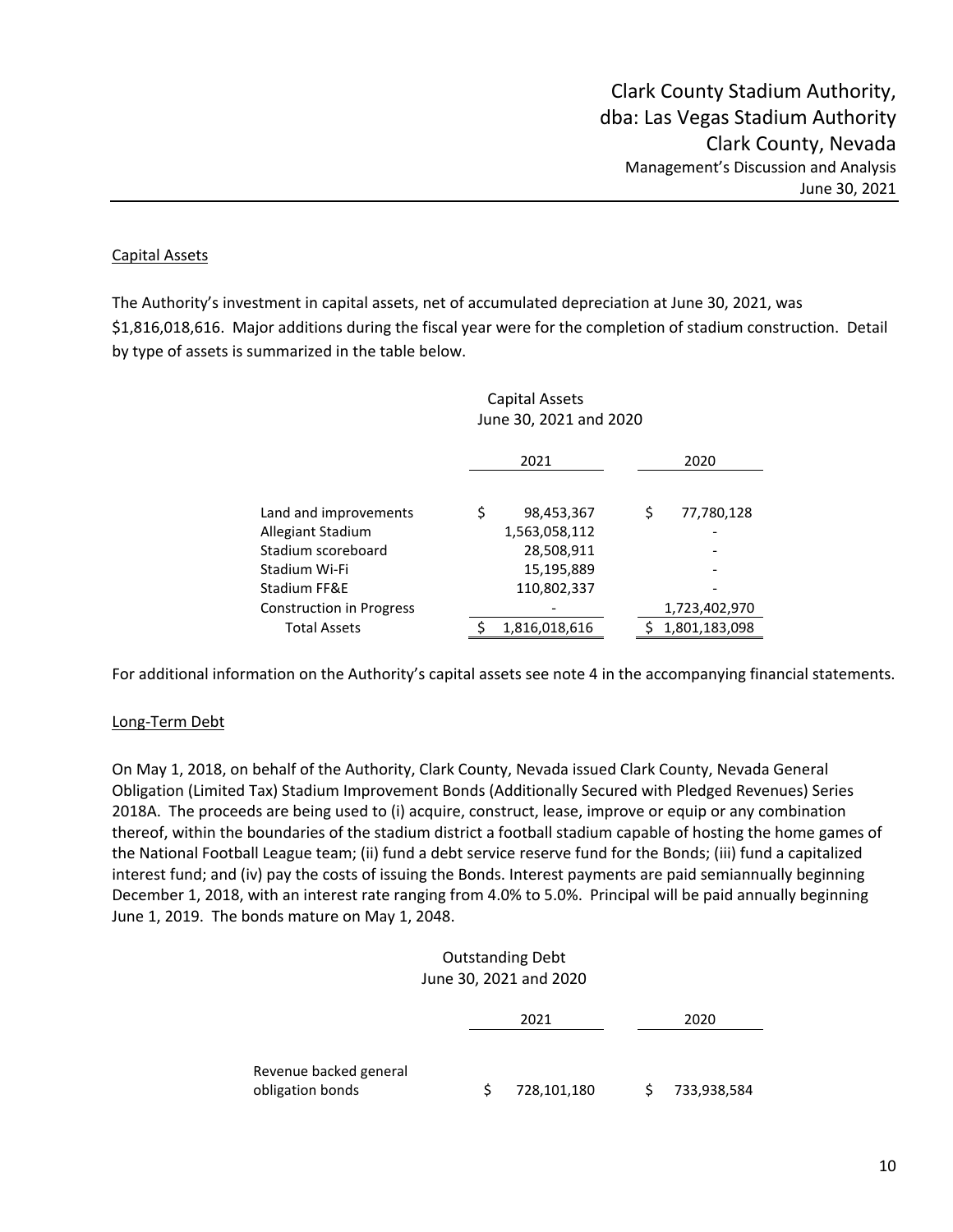## Capital Assets

The Authority's investment in capital assets, net of accumulated depreciation at June 30, 2021, was $1,816,018,616. Major additions during the fiscal year were for the completion of stadium construction. Detail by type of assets is summarized in the table below.

Capital Assets
June 30, 2021 and 2020

| | 2021 | 2020 |
|---|---|---|
| Land and improvements | $ 98,453,367 | $ 77,780,128 |
| Allegiant Stadium | 1,563,058,112 | - |
| Stadium scoreboard | 28,508,911 | - |
| Stadium Wi-Fi | 15,195,889 | - |
| Stadium FF&E | 110,802,337 | - |
| Construction in Progress | - | 1,723,402,970 |
| Total Assets | $ 1,816,018,616 | $ 1,801,183,098 |

For additional information on the Authority's capital assets see note 4 in the accompanying financial statements.

## Long-Term Debt

On May 1, 2018, on behalf of the Authority, Clark County, Nevada issued Clark County, Nevada General Obligation (Limited Tax) Stadium Improvement Bonds (Additionally Secured with Pledged Revenues) Series 2018A. The proceeds are being used to (i) acquire, construct, lease, improve or equip or any combination thereof, within the boundaries of the stadium district a football stadium capable of hosting the home games of the National Football League team; (ii) fund a debt service reserve fund for the Bonds; (iii) fund a capitalized interest fund; and (iv) pay the costs of issuing the Bonds. Interest payments are paid semiannually beginning December 1, 2018, with an interest rate ranging from 4.0% to 5.0%. Principal will be paid annually beginning June 1, 2019. The bonds mature on May 1, 2048.

Outstanding Debt
June 30, 2021 and 2020

| | 2021 | 2020 |
|---|---|---|
| Revenue backed general obligation bonds | $ 728,101,180 | $ 733,938,584 |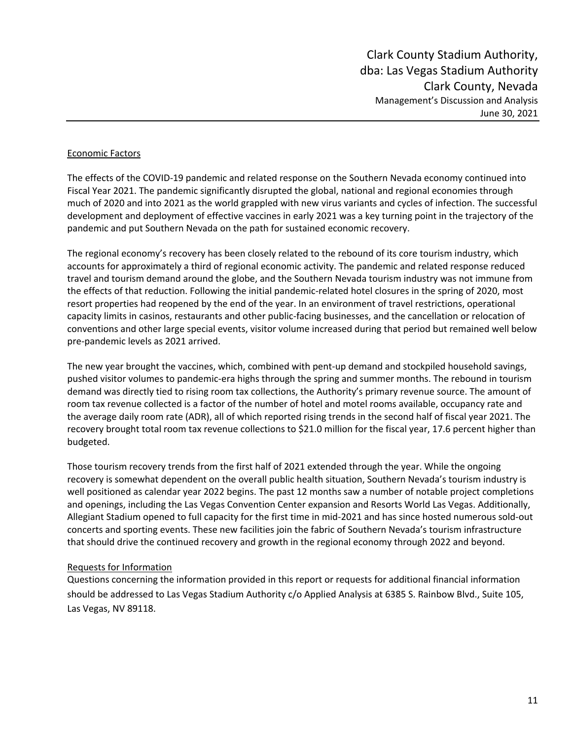## Economic Factors

The effects of the COVID-19 pandemic and related response on the Southern Nevada economy continued into Fiscal Year 2021. The pandemic significantly disrupted the global, national and regional economies through much of 2020 and into 2021 as the world grappled with new virus variants and cycles of infection. The successful development and deployment of effective vaccines in early 2021 was a key turning point in the trajectory of the pandemic and put Southern Nevada on the path for sustained economic recovery.

The regional economy's recovery has been closely related to the rebound of its core tourism industry, which accounts for approximately a third of regional economic activity. The pandemic and related response reduced travel and tourism demand around the globe, and the Southern Nevada tourism industry was not immune from the effects of that reduction. Following the initial pandemic-related hotel closures in the spring of 2020, most resort properties had reopened by the end of the year. In an environment of travel restrictions, operational capacity limits in casinos, restaurants and other public-facing businesses, and the cancellation or relocation of conventions and other large special events, visitor volume increased during that period but remained well below pre-pandemic levels as 2021 arrived.

The new year brought the vaccines, which, combined with pent-up demand and stockpiled household savings, pushed visitor volumes to pandemic-era highs through the spring and summer months. The rebound in tourism demand was directly tied to rising room tax collections, the Authority's primary revenue source. The amount of room tax revenue collected is a factor of the number of hotel and motel rooms available, occupancy rate and the average daily room rate (ADR), all of which reported rising trends in the second half of fiscal year 2021. The recovery brought total room tax revenue collections to $21.0 million for the fiscal year, 17.6 percent higher than budgeted.

Those tourism recovery trends from the first half of 2021 extended through the year. While the ongoing recovery is somewhat dependent on the overall public health situation, Southern Nevada's tourism industry is well positioned as calendar year 2022 begins. The past 12 months saw a number of notable project completions and openings, including the Las Vegas Convention Center expansion and Resorts World Las Vegas. Additionally, Allegiant Stadium opened to full capacity for the first time in mid-2021 and has since hosted numerous sold-out concerts and sporting events. These new facilities join the fabric of Southern Nevada's tourism infrastructure that should drive the continued recovery and growth in the regional economy through 2022 and beyond.

## Requests for Information

Questions concerning the information provided in this report or requests for additional financial information should be addressed to Las Vegas Stadium Authority c/o Applied Analysis at 6385 S. Rainbow Blvd., Suite 105, Las Vegas, NV 89118.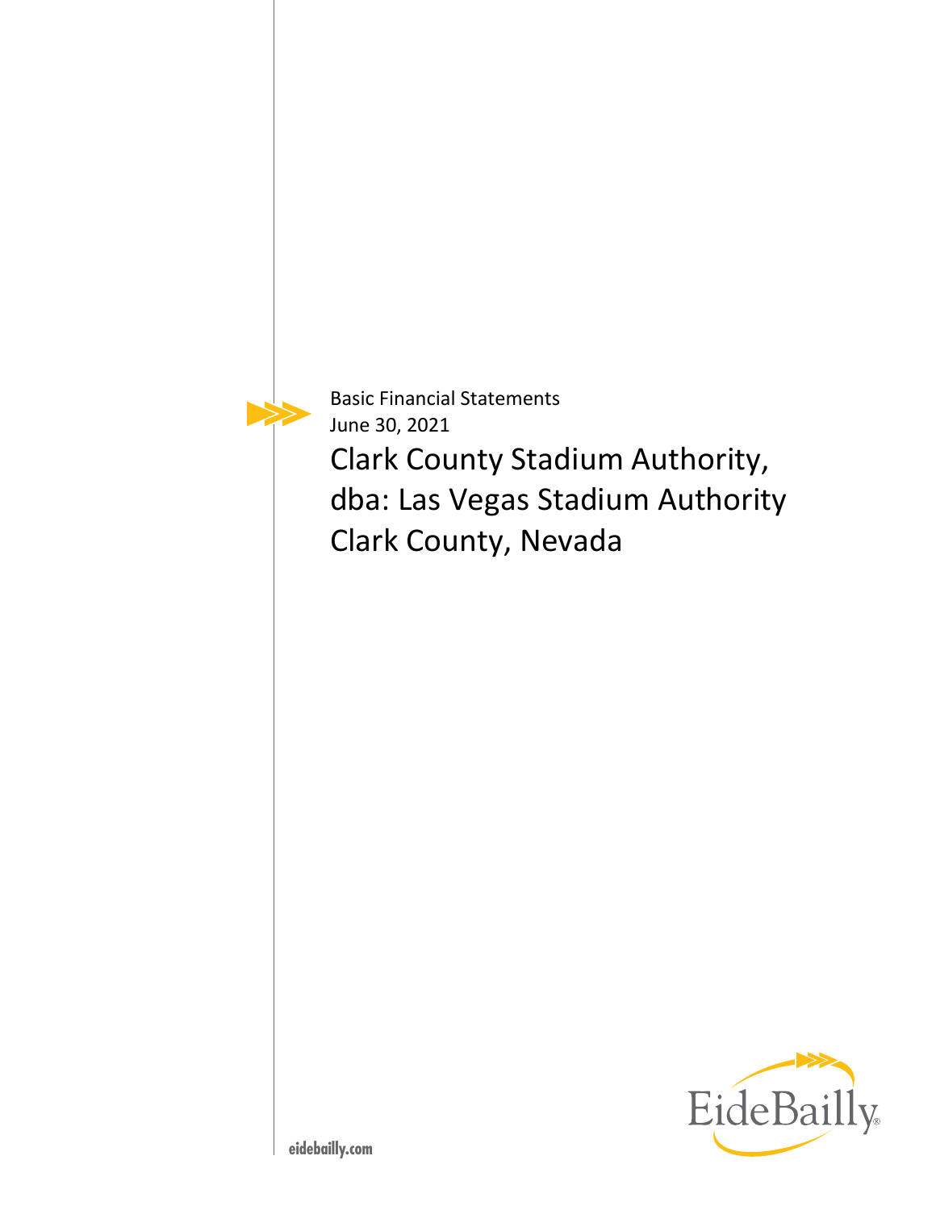Basic Financial Statements
June 30, 2021

# Clark County Stadium Authority, dba: Las Vegas Stadium Authority Clark County, Nevada

eidebailly.com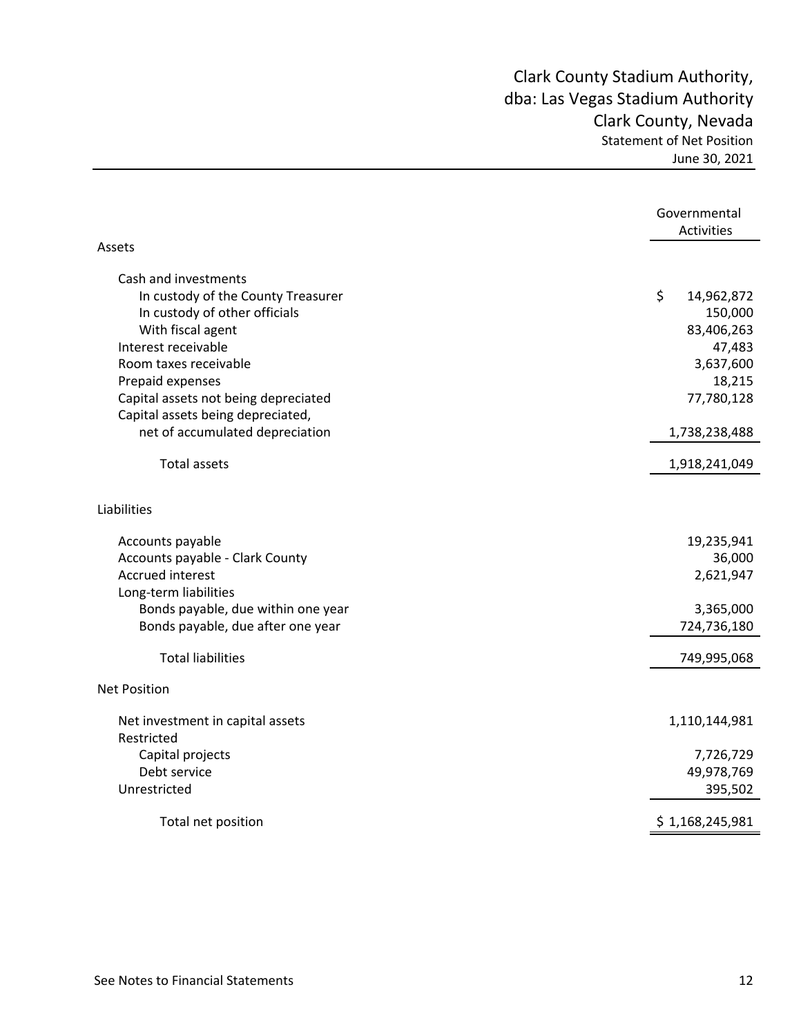# Clark County Stadium Authority,
# dba: Las Vegas Stadium Authority
# Clark County, Nevada
## Statement of Net Position
## June 30, 2021

| | Governmental Activities |
|---|---|
| **Assets** | |
| Cash and investments | |
| In custody of the County Treasurer | $ 14,962,872 |
| In custody of other officials | 150,000 |
| With fiscal agent | 83,406,263 |
| Interest receivable | 47,483 |
| Room taxes receivable | 3,637,600 |
| Prepaid expenses | 18,215 |
| Capital assets not being depreciated | 77,780,128 |
| Capital assets being depreciated, net of accumulated depreciation | 1,738,238,488 |
| Total assets | 1,918,241,049 |
| **Liabilities** | |
| Accounts payable | 19,235,941 |
| Accounts payable - Clark County | 36,000 |
| Accrued interest | 2,621,947 |
| Long-term liabilities | |
| Bonds payable, due within one year | 3,365,000 |
| Bonds payable, due after one year | 724,736,180 |
| Total liabilities | 749,995,068 |
| **Net Position** | |
| Net investment in capital assets | 1,110,144,981 |
| Restricted | |
| Capital projects | 7,726,729 |
| Debt service | 49,978,769 |
| Unrestricted | 395,502 |
| Total net position | $ 1,168,245,981 |

See Notes to Financial Statements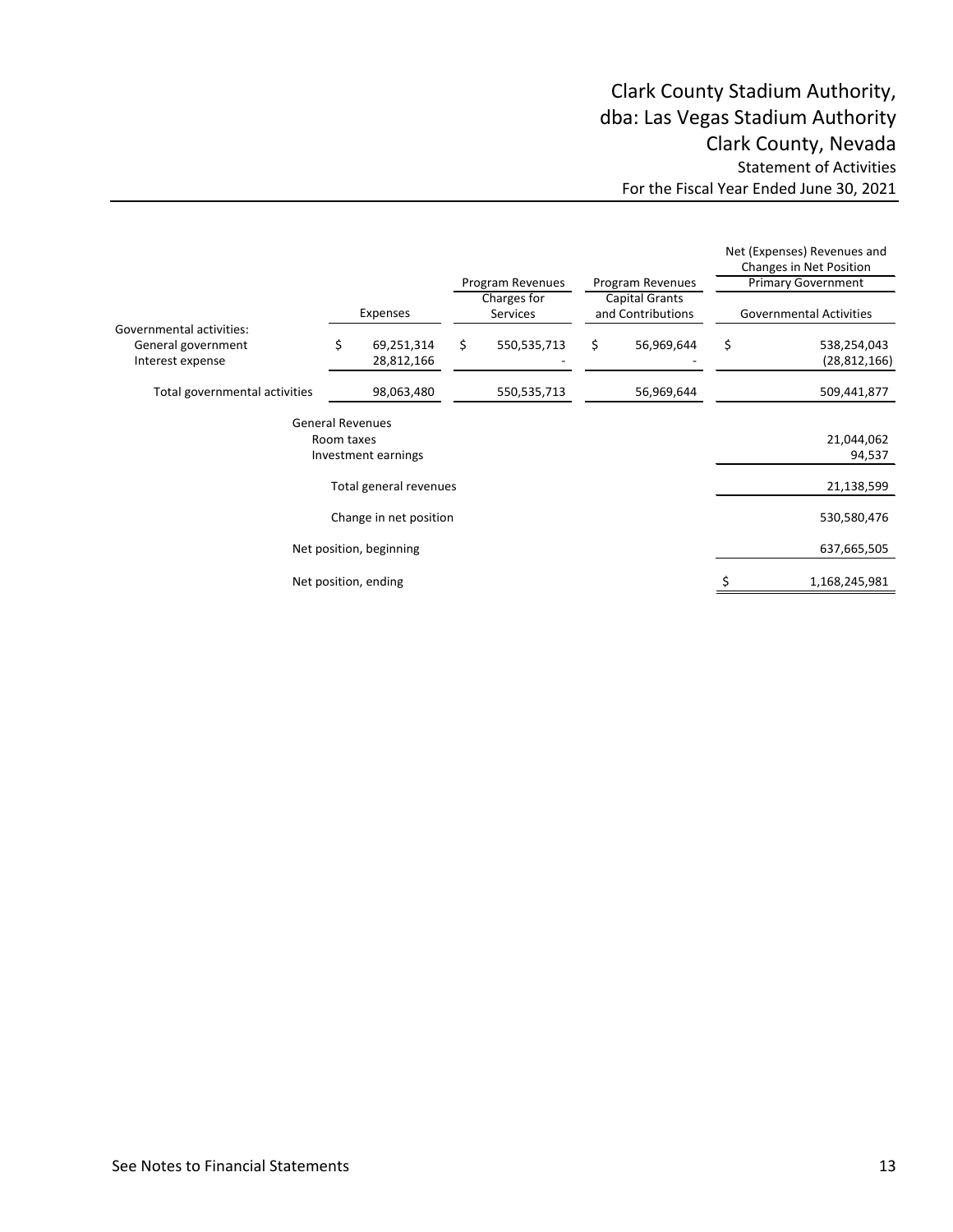# Clark County Stadium Authority, dba: Las Vegas Stadium Authority Clark County, Nevada

## Statement of Activities

### For the Fiscal Year Ended June 30, 2021

| | Expenses | Program Revenues Charges for Services | Program Revenues Capital Grants and Contributions | Net (Expenses) Revenues and Changes in Net Position Primary Government Governmental Activities |
|---|---|---|---|---|
| Governmental activities: | | | | |
| General government | $ 69,251,314 | $ 550,535,713 | $ 56,969,644 | $ 538,254,043 |
| Interest expense | 28,812,166 | - | - | (28,812,166) |
| Total governmental activities | 98,063,480 | 550,535,713 | 56,969,644 | 509,441,877 |
| General Revenues | | | | |
| Room taxes | | | | 21,044,062 |
| Investment earnings | | | | 94,537 |
| Total general revenues | | | | 21,138,599 |
| Change in net position | | | | 530,580,476 |
| Net position, beginning | | | | 637,665,505 |
| Net position, ending | | | | $ 1,168,245,981 |

See Notes to Financial Statements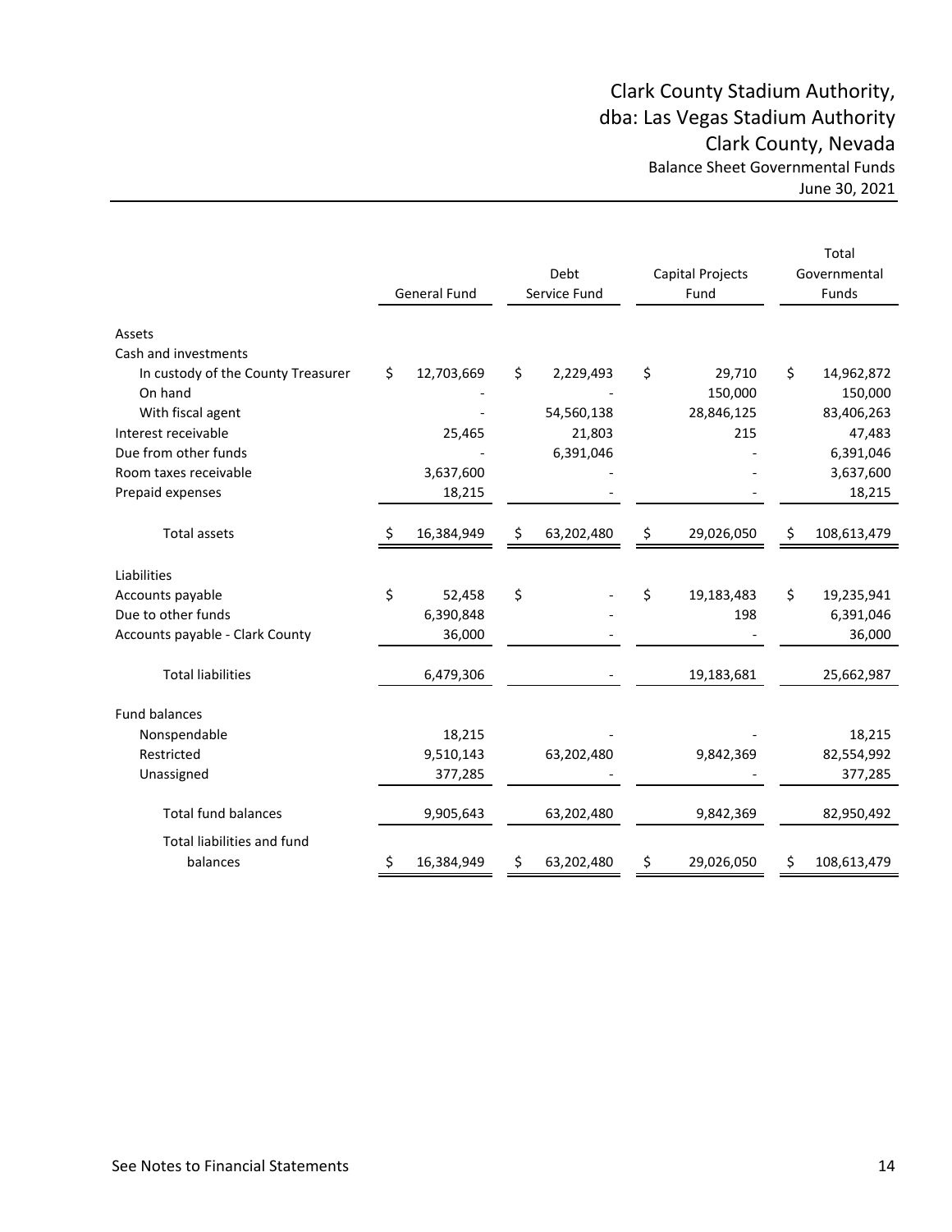# Clark County Stadium Authority,
# dba: Las Vegas Stadium Authority
# Clark County, Nevada

## Balance Sheet Governmental Funds

June 30, 2021

| | General Fund | Debt Service Fund | Capital Projects Fund | Total Governmental Funds |
|---|---|---|---|---|
| **Assets** | | | | |
| Cash and investments | | | | |
| In custody of the County Treasurer | $ 12,703,669 | $ 2,229,493 | $ 29,710 | $ 14,962,872 |
| On hand | - | - | 150,000 | 150,000 |
| With fiscal agent | - | 54,560,138 | 28,846,125 | 83,406,263 |
| Interest receivable | 25,465 | 21,803 | 215 | 47,483 |
| Due from other funds | - | 6,391,046 | - | 6,391,046 |
| Room taxes receivable | 3,637,600 | - | - | 3,637,600 |
| Prepaid expenses | 18,215 | - | - | 18,215 |
| Total assets | $ 16,384,949 | $ 63,202,480 | $ 29,026,050 | $ 108,613,479 |
| **Liabilities** | | | | |
| Accounts payable | $ 52,458 | $ - | $ 19,183,483 | $ 19,235,941 |
| Due to other funds | 6,390,848 | - | 198 | 6,391,046 |
| Accounts payable - Clark County | 36,000 | - | - | 36,000 |
| Total liabilities | 6,479,306 | - | 19,183,681 | 25,662,987 |
| **Fund balances** | | | | |
| Nonspendable | 18,215 | - | - | 18,215 |
| Restricted | 9,510,143 | 63,202,480 | 9,842,369 | 82,554,992 |
| Unassigned | 377,285 | - | - | 377,285 |
| Total fund balances | 9,905,643 | 63,202,480 | 9,842,369 | 82,950,492 |
| Total liabilities and fund balances | $ 16,384,949 | $ 63,202,480 | $ 29,026,050 | $ 108,613,479 |

See Notes to Financial Statements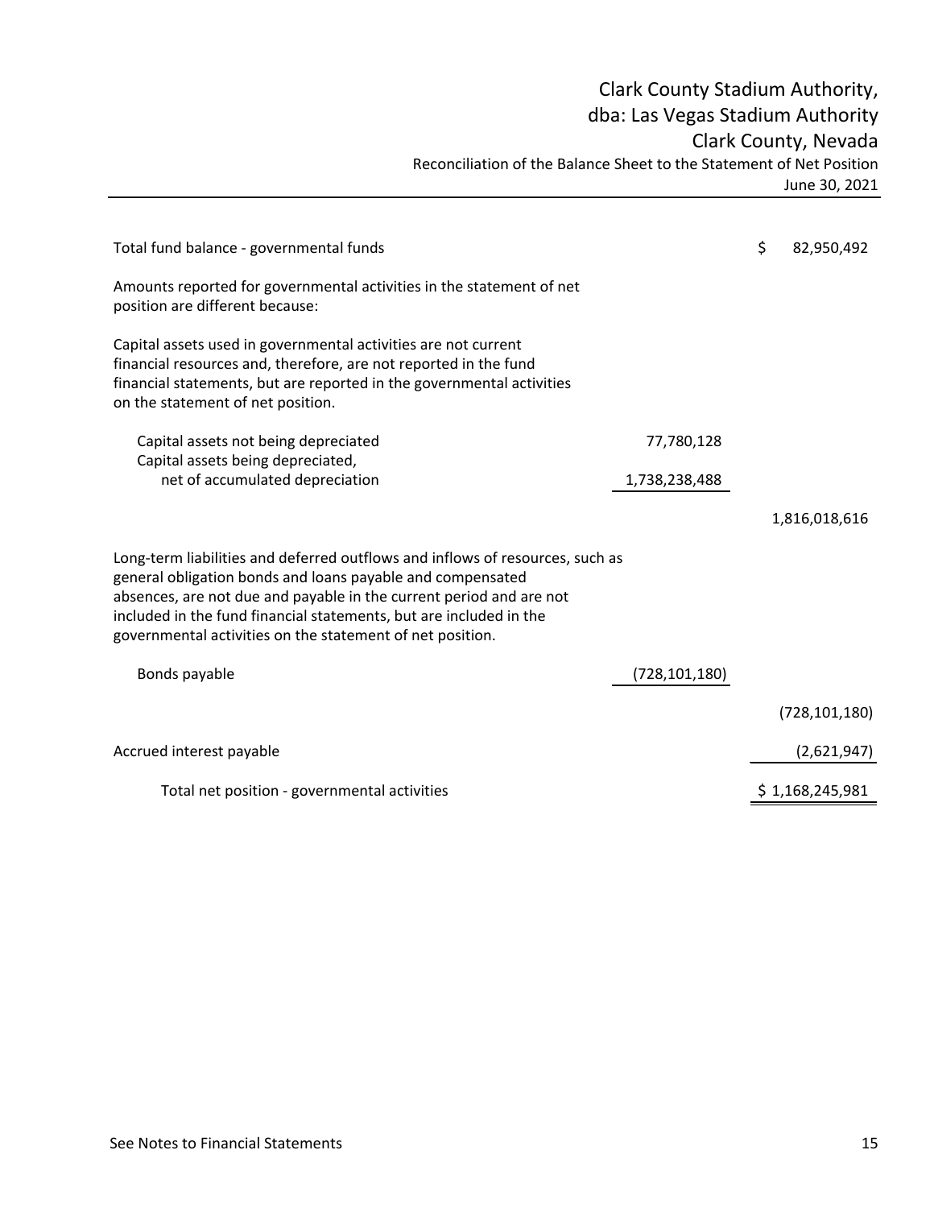# Clark County Stadium Authority,
# dba: Las Vegas Stadium Authority
# Clark County, Nevada

## Reconciliation of the Balance Sheet to the Statement of Net Position

June 30, 2021

| | | |
|---|---|---|
| Total fund balance - governmental funds | | $ 82,950,492 |
| Amounts reported for governmental activities in the statement of net position are different because: | | |
| Capital assets used in governmental activities are not current financial resources and, therefore, are not reported in the fund financial statements, but are reported in the governmental activities on the statement of net position. | | |
| Capital assets not being depreciated | 77,780,128 | |
| Capital assets being depreciated, net of accumulated depreciation | 1,738,238,488 | |
| | | 1,816,018,616 |
| Long-term liabilities and deferred outflows and inflows of resources, such as general obligation bonds and loans payable and compensated absences, are not due and payable in the current period and are not included in the fund financial statements, but are included in the governmental activities on the statement of net position. | | |
| Bonds payable | (728,101,180) | |
| | | (728,101,180) |
| Accrued interest payable | | (2,621,947) |
| Total net position - governmental activities | | $ 1,168,245,981 |

See Notes to Financial Statements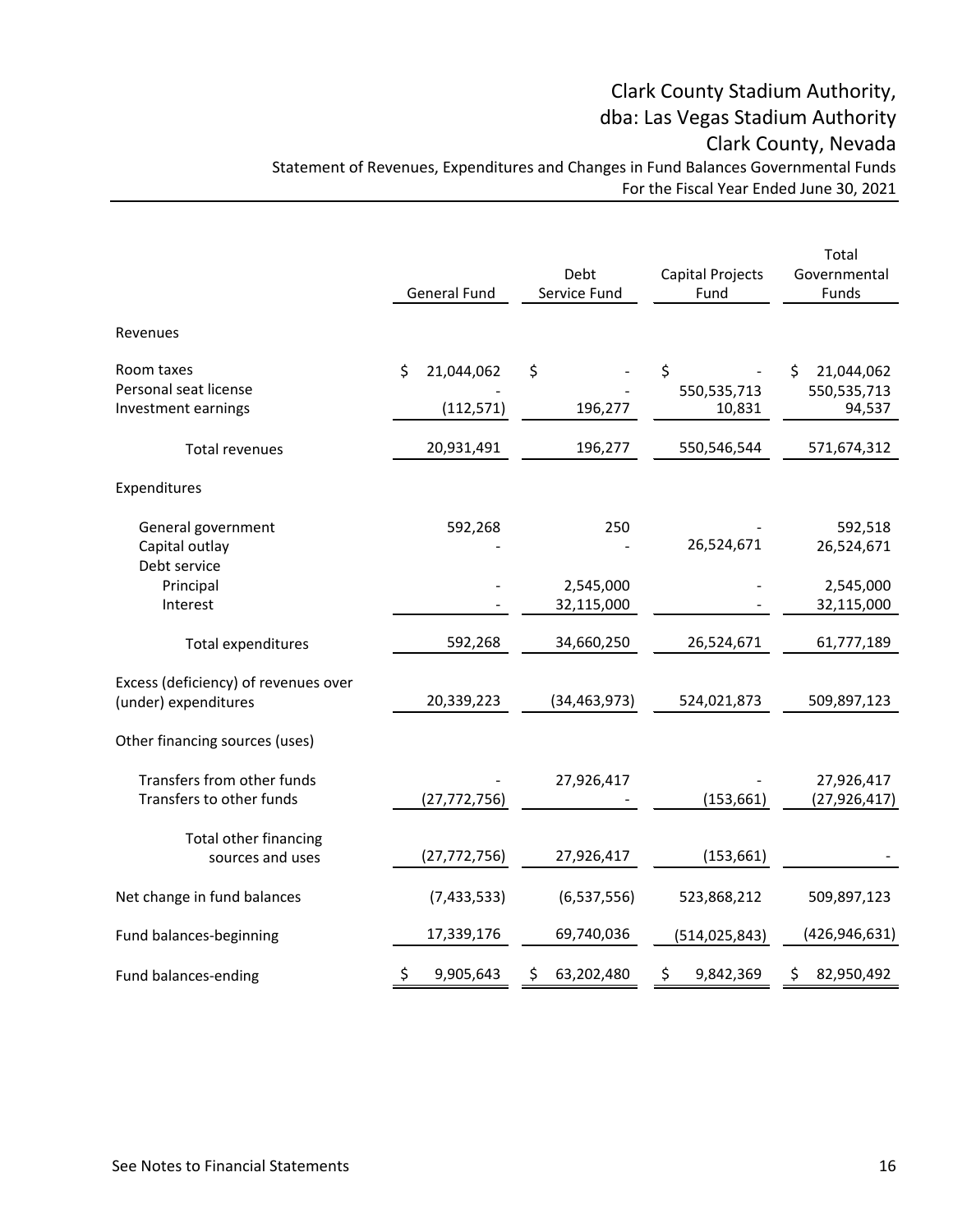# Clark County Stadium Authority,
# dba: Las Vegas Stadium Authority
# Clark County, Nevada

## Statement of Revenues, Expenditures and Changes in Fund Balances Governmental Funds

For the Fiscal Year Ended June 30, 2021

| | General Fund | Debt Service Fund | Capital Projects Fund | Total Governmental Funds |
|---|---|---|---|---|
| **Revenues** | | | | |
| Room taxes | $ 21,044,062 | $ - | $ - | $ 21,044,062 |
| Personal seat license | - | - | 550,535,713 | 550,535,713 |
| Investment earnings | (112,571) | 196,277 | 10,831 | 94,537 |
| Total revenues | 20,931,491 | 196,277 | 550,546,544 | 571,674,312 |
| **Expenditures** | | | | |
| General government | 592,268 | 250 | - | 592,518 |
| Capital outlay | - | - | 26,524,671 | 26,524,671 |
| Debt service | | | | |
| Principal | - | 2,545,000 | - | 2,545,000 |
| Interest | - | 32,115,000 | - | 32,115,000 |
| Total expenditures | 592,268 | 34,660,250 | 26,524,671 | 61,777,189 |
| Excess (deficiency) of revenues over (under) expenditures | 20,339,223 | (34,463,973) | 524,021,873 | 509,897,123 |
| **Other financing sources (uses)** | | | | |
| Transfers from other funds | - | 27,926,417 | - | 27,926,417 |
| Transfers to other funds | (27,772,756) | - | (153,661) | (27,926,417) |
| Total other financing sources and uses | (27,772,756) | 27,926,417 | (153,661) | - |
| Net change in fund balances | (7,433,533) | (6,537,556) | 523,868,212 | 509,897,123 |
| Fund balances-beginning | 17,339,176 | 69,740,036 | (514,025,843) | (426,946,631) |
| Fund balances-ending | $ 9,905,643 | $ 63,202,480 | $ 9,842,369 | $ 82,950,492 |

See Notes to Financial Statements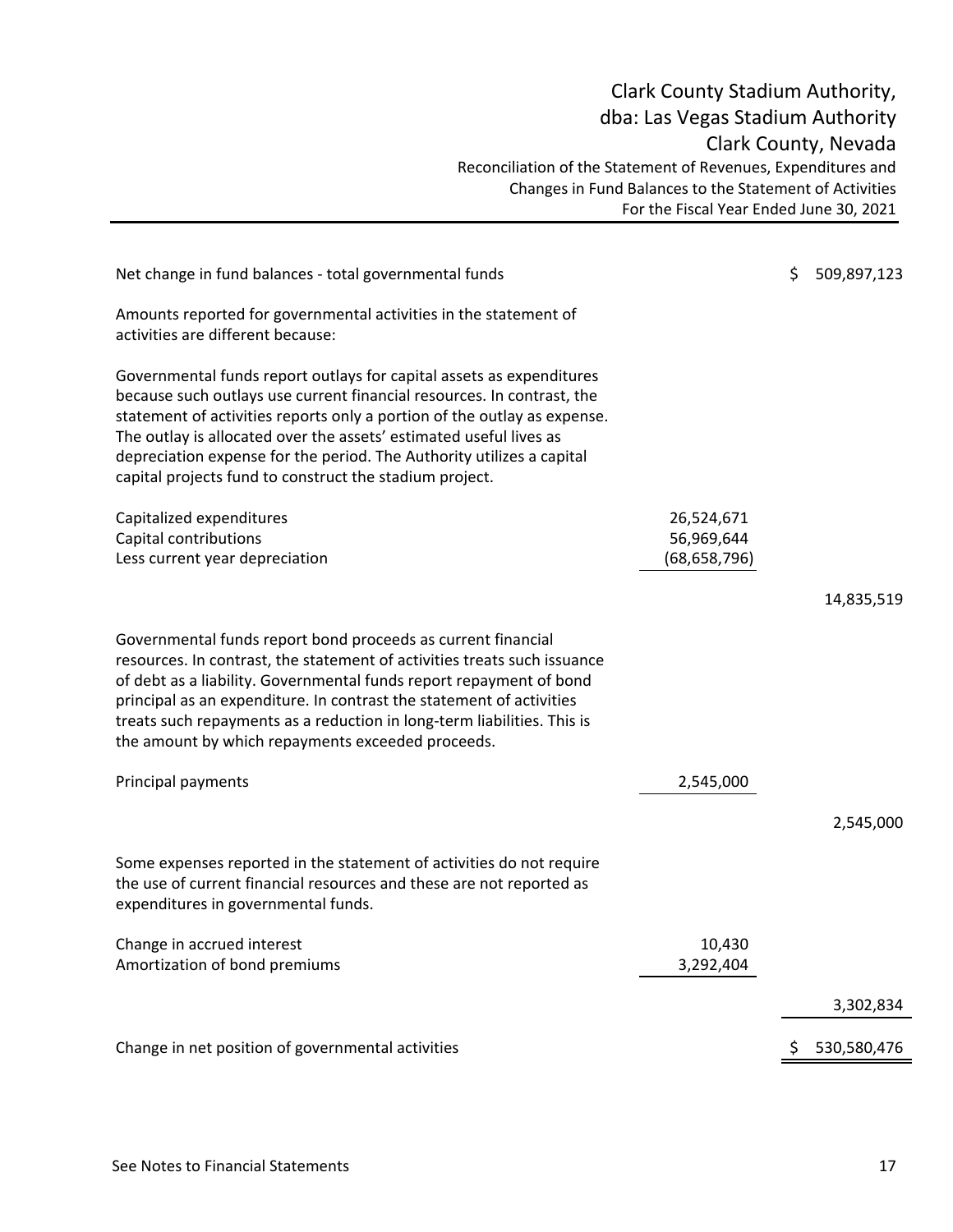# Clark County Stadium Authority,
# dba: Las Vegas Stadium Authority
# Clark County, Nevada

Reconciliation of the Statement of Revenues, Expenditures and Changes in Fund Balances to the Statement of Activities
For the Fiscal Year Ended June 30, 2021

| | | |
|---|---|---|
| Net change in fund balances - total governmental funds | | $ 509,897,123 |
| Amounts reported for governmental activities in the statement of activities are different because: | | |
| Governmental funds report outlays for capital assets as expenditures because such outlays use current financial resources. In contrast, the statement of activities reports only a portion of the outlay as expense. The outlay is allocated over the assets' estimated useful lives as depreciation expense for the period. The Authority utilizes a capital capital projects fund to construct the stadium project. | | |
| Capitalized expenditures | 26,524,671 | |
| Capital contributions | 56,969,644 | |
| Less current year depreciation | (68,658,796) | |
| | | 14,835,519 |
| Governmental funds report bond proceeds as current financial resources. In contrast, the statement of activities treats such issuance of debt as a liability. Governmental funds report repayment of bond principal as an expenditure. In contrast the statement of activities treats such repayments as a reduction in long-term liabilities. This is the amount by which repayments exceeded proceeds. | | |
| Principal payments | 2,545,000 | |
| | | 2,545,000 |
| Some expenses reported in the statement of activities do not require the use of current financial resources and these are not reported as expenditures in governmental funds. | | |
| Change in accrued interest | 10,430 | |
| Amortization of bond premiums | 3,292,404 | |
| | | 3,302,834 |
| Change in net position of governmental activities | | $ 530,580,476 |

See Notes to Financial Statements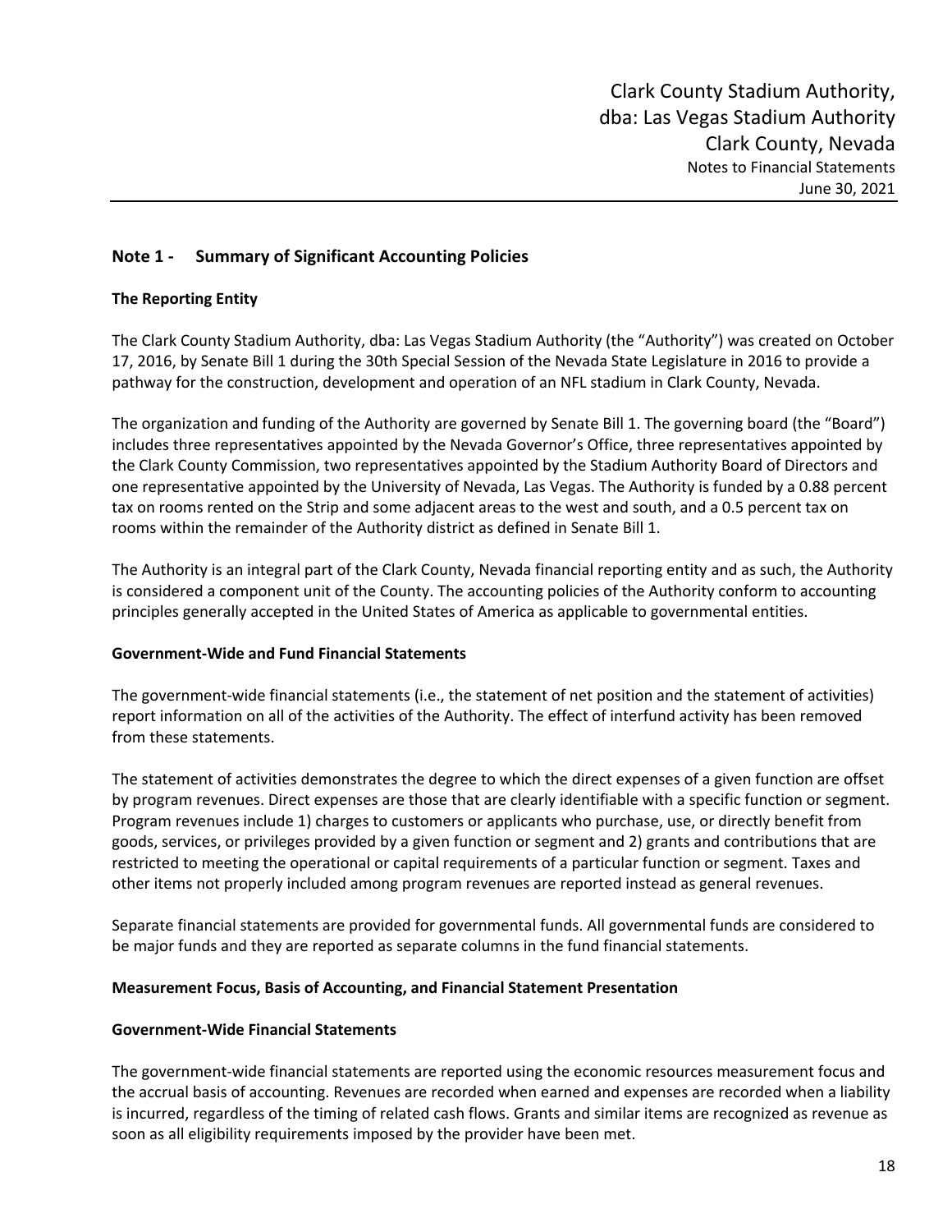## Note 1 - Summary of Significant Accounting Policies

### The Reporting Entity

The Clark County Stadium Authority, dba: Las Vegas Stadium Authority (the "Authority") was created on October 17, 2016, by Senate Bill 1 during the 30th Special Session of the Nevada State Legislature in 2016 to provide a pathway for the construction, development and operation of an NFL stadium in Clark County, Nevada.

The organization and funding of the Authority are governed by Senate Bill 1. The governing board (the "Board") includes three representatives appointed by the Nevada Governor's Office, three representatives appointed by the Clark County Commission, two representatives appointed by the Stadium Authority Board of Directors and one representative appointed by the University of Nevada, Las Vegas. The Authority is funded by a 0.88 percent tax on rooms rented on the Strip and some adjacent areas to the west and south, and a 0.5 percent tax on rooms within the remainder of the Authority district as defined in Senate Bill 1.

The Authority is an integral part of the Clark County, Nevada financial reporting entity and as such, the Authority is considered a component unit of the County. The accounting policies of the Authority conform to accounting principles generally accepted in the United States of America as applicable to governmental entities.

### Government-Wide and Fund Financial Statements

The government-wide financial statements (i.e., the statement of net position and the statement of activities) report information on all of the activities of the Authority. The effect of interfund activity has been removed from these statements.

The statement of activities demonstrates the degree to which the direct expenses of a given function are offset by program revenues. Direct expenses are those that are clearly identifiable with a specific function or segment. Program revenues include 1) charges to customers or applicants who purchase, use, or directly benefit from goods, services, or privileges provided by a given function or segment and 2) grants and contributions that are restricted to meeting the operational or capital requirements of a particular function or segment. Taxes and other items not properly included among program revenues are reported instead as general revenues.

Separate financial statements are provided for governmental funds. All governmental funds are considered to be major funds and they are reported as separate columns in the fund financial statements.

### Measurement Focus, Basis of Accounting, and Financial Statement Presentation

### Government-Wide Financial Statements

The government-wide financial statements are reported using the economic resources measurement focus and the accrual basis of accounting. Revenues are recorded when earned and expenses are recorded when a liability is incurred, regardless of the timing of related cash flows. Grants and similar items are recognized as revenue as soon as all eligibility requirements imposed by the provider have been met.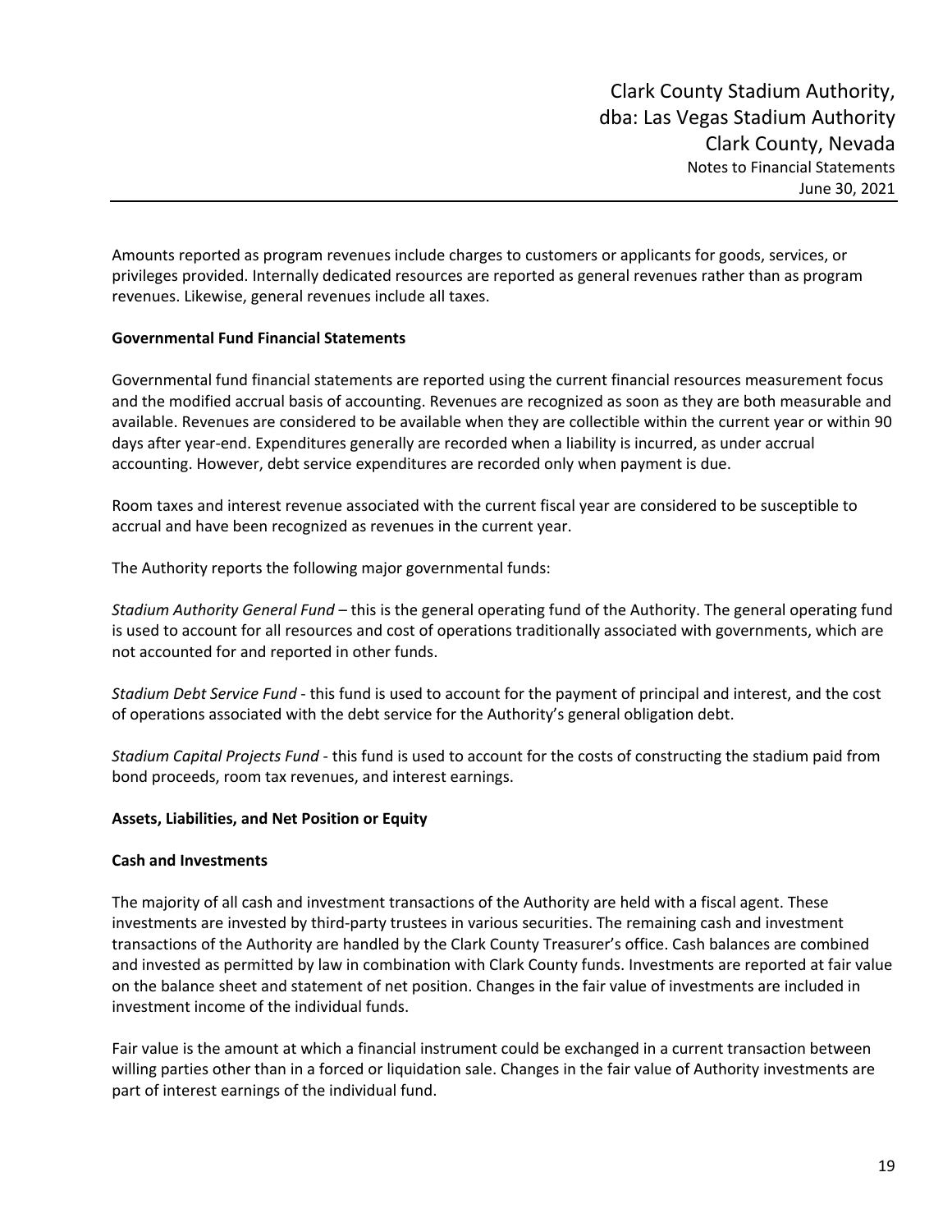Amounts reported as program revenues include charges to customers or applicants for goods, services, or privileges provided. Internally dedicated resources are reported as general revenues rather than as program revenues. Likewise, general revenues include all taxes.

**Governmental Fund Financial Statements**

Governmental fund financial statements are reported using the current financial resources measurement focus and the modified accrual basis of accounting. Revenues are recognized as soon as they are both measurable and available. Revenues are considered to be available when they are collectible within the current year or within 90 days after year-end. Expenditures generally are recorded when a liability is incurred, as under accrual accounting. However, debt service expenditures are recorded only when payment is due.

Room taxes and interest revenue associated with the current fiscal year are considered to be susceptible to accrual and have been recognized as revenues in the current year.

The Authority reports the following major governmental funds:

*Stadium Authority General Fund* – this is the general operating fund of the Authority. The general operating fund is used to account for all resources and cost of operations traditionally associated with governments, which are not accounted for and reported in other funds.

*Stadium Debt Service Fund* - this fund is used to account for the payment of principal and interest, and the cost of operations associated with the debt service for the Authority's general obligation debt.

*Stadium Capital Projects Fund* - this fund is used to account for the costs of constructing the stadium paid from bond proceeds, room tax revenues, and interest earnings.

**Assets, Liabilities, and Net Position or Equity**

**Cash and Investments**

The majority of all cash and investment transactions of the Authority are held with a fiscal agent. These investments are invested by third-party trustees in various securities. The remaining cash and investment transactions of the Authority are handled by the Clark County Treasurer's office. Cash balances are combined and invested as permitted by law in combination with Clark County funds. Investments are reported at fair value on the balance sheet and statement of net position. Changes in the fair value of investments are included in investment income of the individual funds.

Fair value is the amount at which a financial instrument could be exchanged in a current transaction between willing parties other than in a forced or liquidation sale. Changes in the fair value of Authority investments are part of interest earnings of the individual fund.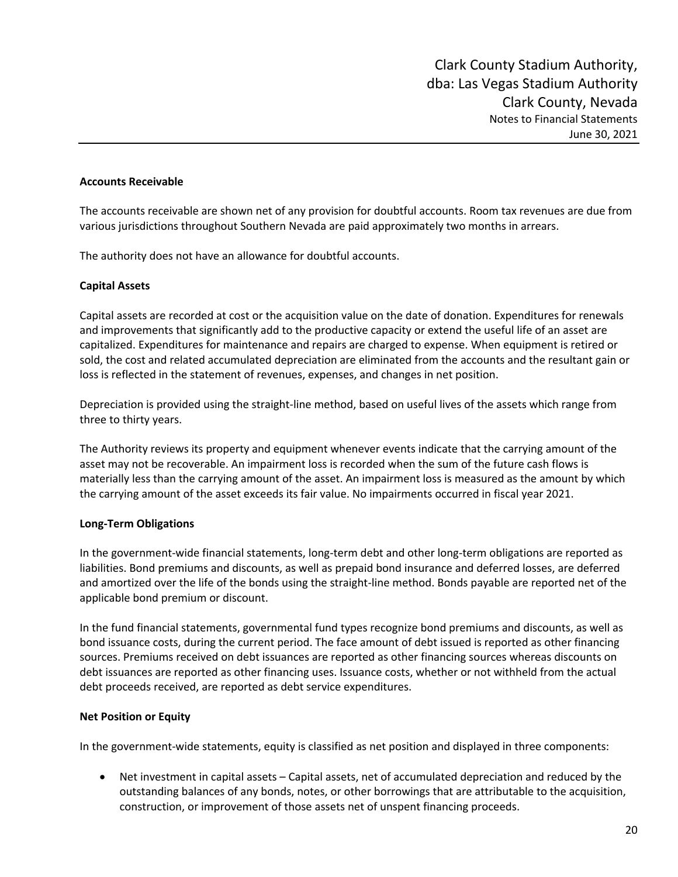**Accounts Receivable**

The accounts receivable are shown net of any provision for doubtful accounts. Room tax revenues are due from various jurisdictions throughout Southern Nevada are paid approximately two months in arrears.

The authority does not have an allowance for doubtful accounts.

**Capital Assets**

Capital assets are recorded at cost or the acquisition value on the date of donation. Expenditures for renewals and improvements that significantly add to the productive capacity or extend the useful life of an asset are capitalized. Expenditures for maintenance and repairs are charged to expense. When equipment is retired or sold, the cost and related accumulated depreciation are eliminated from the accounts and the resultant gain or loss is reflected in the statement of revenues, expenses, and changes in net position.

Depreciation is provided using the straight-line method, based on useful lives of the assets which range from three to thirty years.

The Authority reviews its property and equipment whenever events indicate that the carrying amount of the asset may not be recoverable. An impairment loss is recorded when the sum of the future cash flows is materially less than the carrying amount of the asset. An impairment loss is measured as the amount by which the carrying amount of the asset exceeds its fair value. No impairments occurred in fiscal year 2021.

**Long-Term Obligations**

In the government-wide financial statements, long-term debt and other long-term obligations are reported as liabilities. Bond premiums and discounts, as well as prepaid bond insurance and deferred losses, are deferred and amortized over the life of the bonds using the straight-line method. Bonds payable are reported net of the applicable bond premium or discount.

In the fund financial statements, governmental fund types recognize bond premiums and discounts, as well as bond issuance costs, during the current period. The face amount of debt issued is reported as other financing sources. Premiums received on debt issuances are reported as other financing sources whereas discounts on debt issuances are reported as other financing uses. Issuance costs, whether or not withheld from the actual debt proceeds received, are reported as debt service expenditures.

**Net Position or Equity**

In the government-wide statements, equity is classified as net position and displayed in three components:

- Net investment in capital assets – Capital assets, net of accumulated depreciation and reduced by the outstanding balances of any bonds, notes, or other borrowings that are attributable to the acquisition, construction, or improvement of those assets net of unspent financing proceeds.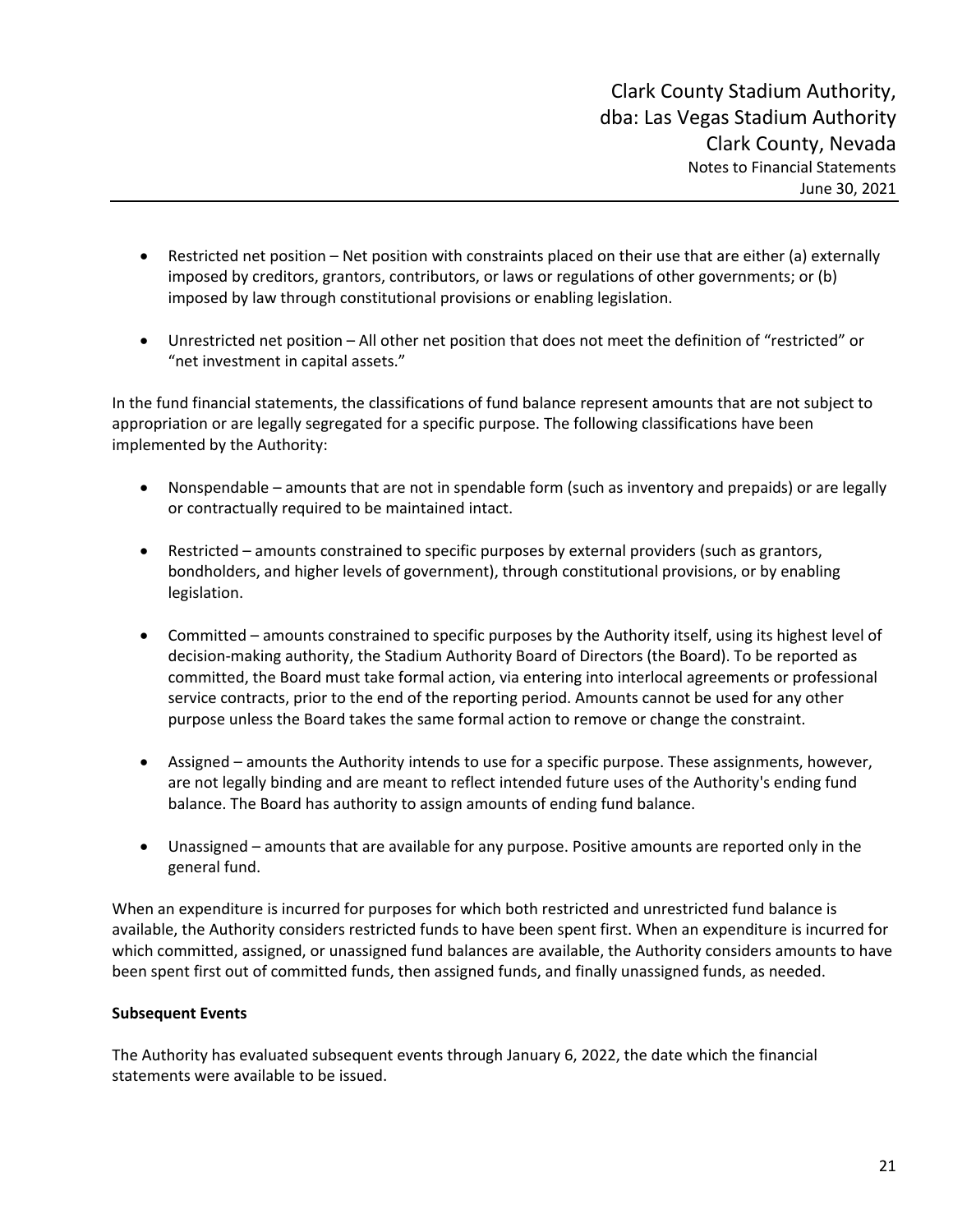- Restricted net position – Net position with constraints placed on their use that are either (a) externally imposed by creditors, grantors, contributors, or laws or regulations of other governments; or (b) imposed by law through constitutional provisions or enabling legislation.

- Unrestricted net position – All other net position that does not meet the definition of "restricted" or "net investment in capital assets."

In the fund financial statements, the classifications of fund balance represent amounts that are not subject to appropriation or are legally segregated for a specific purpose. The following classifications have been implemented by the Authority:

- Nonspendable – amounts that are not in spendable form (such as inventory and prepaids) or are legally or contractually required to be maintained intact.

- Restricted – amounts constrained to specific purposes by external providers (such as grantors, bondholders, and higher levels of government), through constitutional provisions, or by enabling legislation.

- Committed – amounts constrained to specific purposes by the Authority itself, using its highest level of decision-making authority, the Stadium Authority Board of Directors (the Board). To be reported as committed, the Board must take formal action, via entering into interlocal agreements or professional service contracts, prior to the end of the reporting period. Amounts cannot be used for any other purpose unless the Board takes the same formal action to remove or change the constraint.

- Assigned – amounts the Authority intends to use for a specific purpose. These assignments, however, are not legally binding and are meant to reflect intended future uses of the Authority's ending fund balance. The Board has authority to assign amounts of ending fund balance.

- Unassigned – amounts that are available for any purpose. Positive amounts are reported only in the general fund.

When an expenditure is incurred for purposes for which both restricted and unrestricted fund balance is available, the Authority considers restricted funds to have been spent first. When an expenditure is incurred for which committed, assigned, or unassigned fund balances are available, the Authority considers amounts to have been spent first out of committed funds, then assigned funds, and finally unassigned funds, as needed.

**Subsequent Events**

The Authority has evaluated subsequent events through January 6, 2022, the date which the financial statements were available to be issued.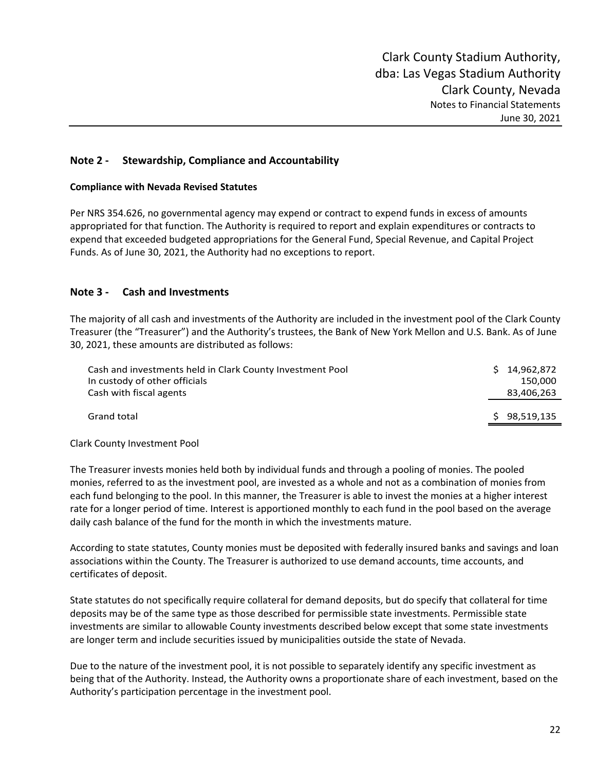## Note 2 - Stewardship, Compliance and Accountability

**Compliance with Nevada Revised Statutes**

Per NRS 354.626, no governmental agency may expend or contract to expend funds in excess of amounts appropriated for that function. The Authority is required to report and explain expenditures or contracts to expend that exceeded budgeted appropriations for the General Fund, Special Revenue, and Capital Project Funds. As of June 30, 2021, the Authority had no exceptions to report.

## Note 3 - Cash and Investments

The majority of all cash and investments of the Authority are included in the investment pool of the Clark County Treasurer (the "Treasurer") and the Authority's trustees, the Bank of New York Mellon and U.S. Bank. As of June 30, 2021, these amounts are distributed as follows:

| | |
|---|---|
| Cash and investments held in Clark County Investment Pool | $ 14,962,872 |
| In custody of other officials | 150,000 |
| Cash with fiscal agents | 83,406,263 |
| Grand total | $ 98,519,135 |

Clark County Investment Pool

The Treasurer invests monies held both by individual funds and through a pooling of monies. The pooled monies, referred to as the investment pool, are invested as a whole and not as a combination of monies from each fund belonging to the pool. In this manner, the Treasurer is able to invest the monies at a higher interest rate for a longer period of time. Interest is apportioned monthly to each fund in the pool based on the average daily cash balance of the fund for the month in which the investments mature.

According to state statutes, County monies must be deposited with federally insured banks and savings and loan associations within the County. The Treasurer is authorized to use demand accounts, time accounts, and certificates of deposit.

State statutes do not specifically require collateral for demand deposits, but do specify that collateral for time deposits may be of the same type as those described for permissible state investments. Permissible state investments are similar to allowable County investments described below except that some state investments are longer term and include securities issued by municipalities outside the state of Nevada.

Due to the nature of the investment pool, it is not possible to separately identify any specific investment as being that of the Authority. Instead, the Authority owns a proportionate share of each investment, based on the Authority's participation percentage in the investment pool.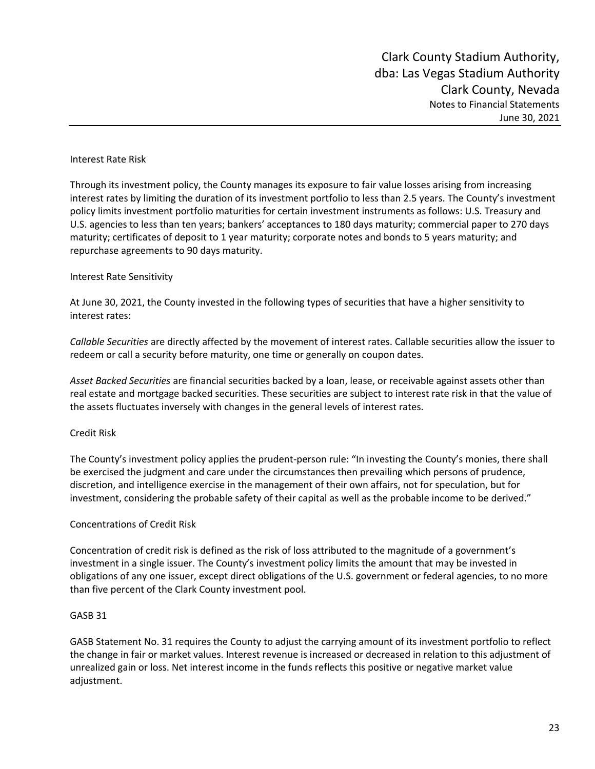Interest Rate Risk

Through its investment policy, the County manages its exposure to fair value losses arising from increasing interest rates by limiting the duration of its investment portfolio to less than 2.5 years. The County's investment policy limits investment portfolio maturities for certain investment instruments as follows: U.S. Treasury and U.S. agencies to less than ten years; bankers' acceptances to 180 days maturity; commercial paper to 270 days maturity; certificates of deposit to 1 year maturity; corporate notes and bonds to 5 years maturity; and repurchase agreements to 90 days maturity.

Interest Rate Sensitivity

At June 30, 2021, the County invested in the following types of securities that have a higher sensitivity to interest rates:

*Callable Securities* are directly affected by the movement of interest rates. Callable securities allow the issuer to redeem or call a security before maturity, one time or generally on coupon dates.

*Asset Backed Securities* are financial securities backed by a loan, lease, or receivable against assets other than real estate and mortgage backed securities. These securities are subject to interest rate risk in that the value of the assets fluctuates inversely with changes in the general levels of interest rates.

Credit Risk

The County's investment policy applies the prudent-person rule: "In investing the County's monies, there shall be exercised the judgment and care under the circumstances then prevailing which persons of prudence, discretion, and intelligence exercise in the management of their own affairs, not for speculation, but for investment, considering the probable safety of their capital as well as the probable income to be derived."

Concentrations of Credit Risk

Concentration of credit risk is defined as the risk of loss attributed to the magnitude of a government's investment in a single issuer. The County's investment policy limits the amount that may be invested in obligations of any one issuer, except direct obligations of the U.S. government or federal agencies, to no more than five percent of the Clark County investment pool.

GASB 31

GASB Statement No. 31 requires the County to adjust the carrying amount of its investment portfolio to reflect the change in fair or market values. Interest revenue is increased or decreased in relation to this adjustment of unrealized gain or loss. Net interest income in the funds reflects this positive or negative market value adjustment.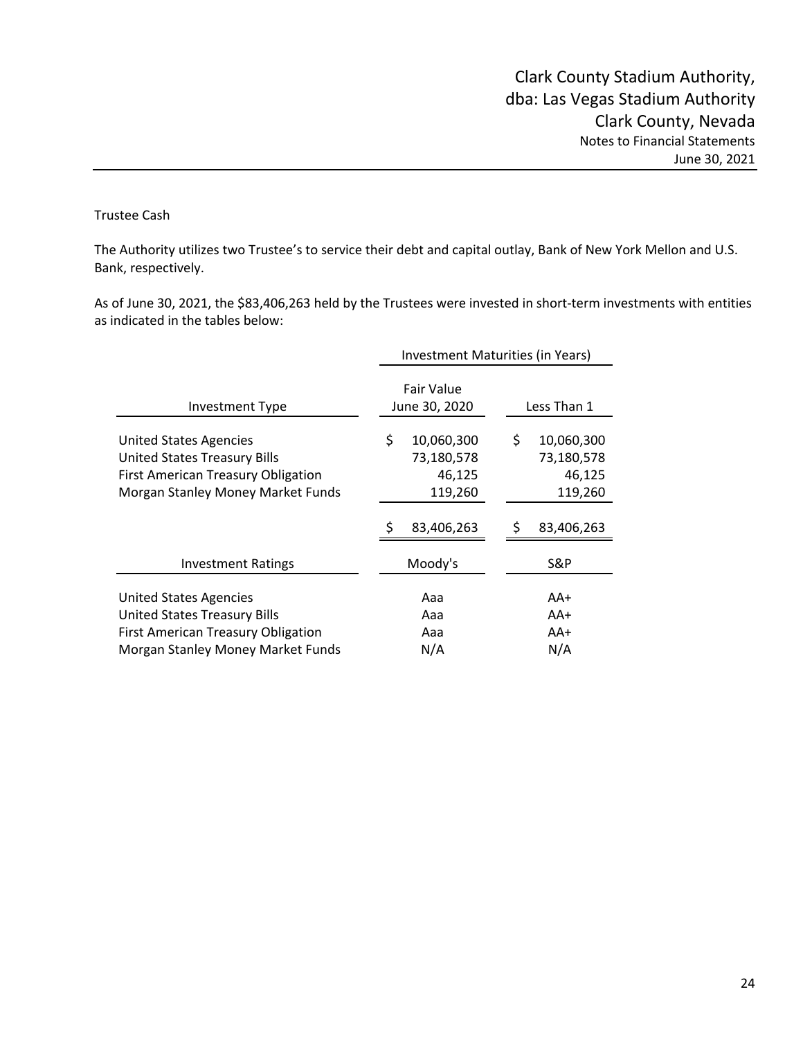Trustee Cash

The Authority utilizes two Trustee's to service their debt and capital outlay, Bank of New York Mellon and U.S. Bank, respectively.

As of June 30, 2021, the $83,406,263 held by the Trustees were invested in short-term investments with entities as indicated in the tables below:

| | Investment Maturities (in Years) | |
|---|---|---|
| Investment Type | Fair Value June 30, 2020 | Less Than 1 |
| United States Agencies | $ 10,060,300 | $ 10,060,300 |
| United States Treasury Bills | 73,180,578 | 73,180,578 |
| First American Treasury Obligation | 46,125 | 46,125 |
| Morgan Stanley Money Market Funds | 119,260 | 119,260 |
| | $ 83,406,263 | $ 83,406,263 |

| Investment Ratings | Moody's | S&P |
|---|---|---|
| United States Agencies | Aaa | AA+ |
| United States Treasury Bills | Aaa | AA+ |
| First American Treasury Obligation | Aaa | AA+ |
| Morgan Stanley Money Market Funds | N/A | N/A |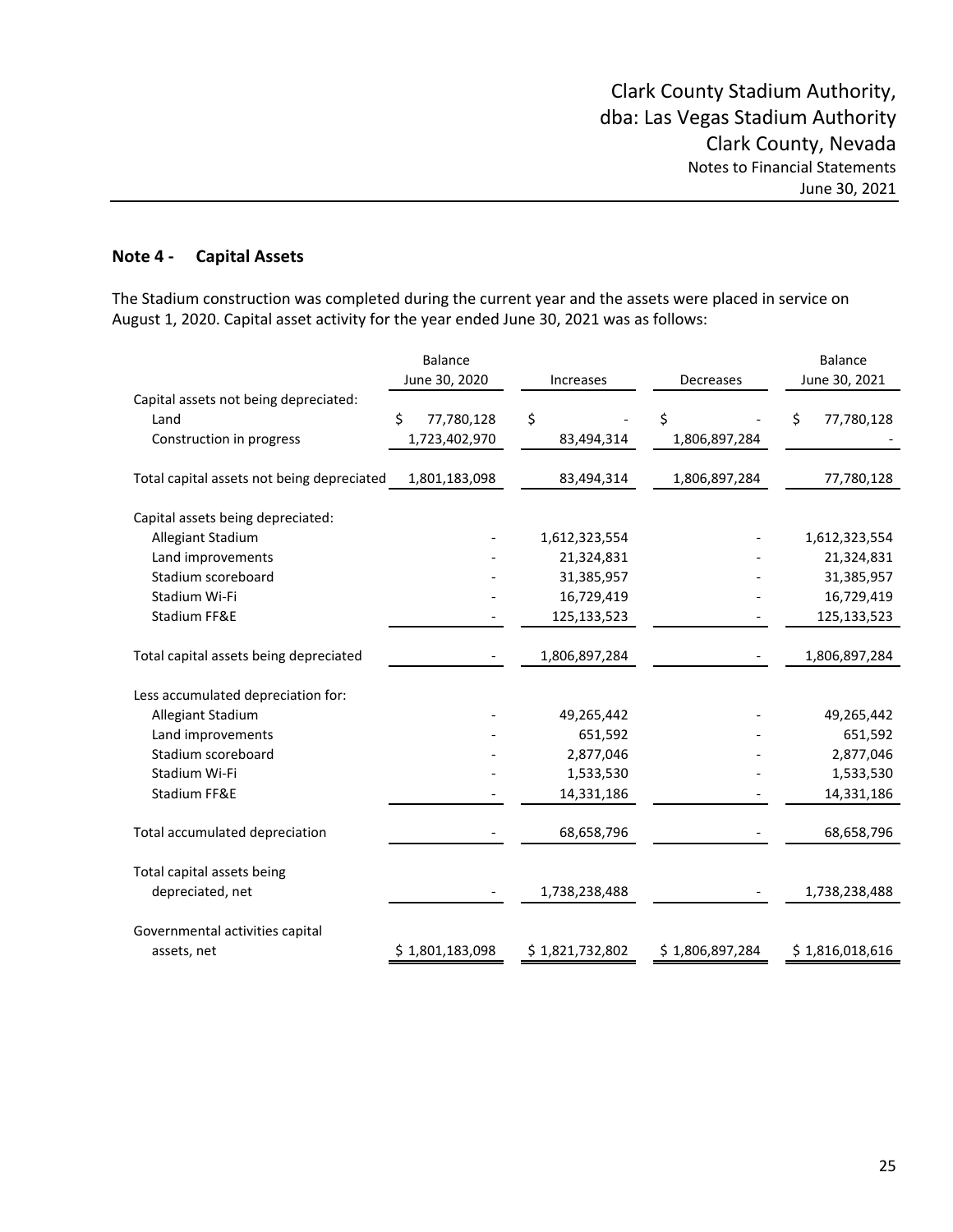## Note 4 - Capital Assets

The Stadium construction was completed during the current year and the assets were placed in service on August 1, 2020. Capital asset activity for the year ended June 30, 2021 was as follows:

| | Balance June 30, 2020 | Increases | Decreases | Balance June 30, 2021 |
|---|---|---|---|---|
| Capital assets not being depreciated: | | | | |
| Land | $ 77,780,128 | $ - | $ - | $ 77,780,128 |
| Construction in progress | 1,723,402,970 | 83,494,314 | 1,806,897,284 | - |
| Total capital assets not being depreciated | 1,801,183,098 | 83,494,314 | 1,806,897,284 | 77,780,128 |
| Capital assets being depreciated: | | | | |
| Allegiant Stadium | - | 1,612,323,554 | - | 1,612,323,554 |
| Land improvements | - | 21,324,831 | - | 21,324,831 |
| Stadium scoreboard | - | 31,385,957 | - | 31,385,957 |
| Stadium Wi-Fi | - | 16,729,419 | - | 16,729,419 |
| Stadium FF&E | - | 125,133,523 | - | 125,133,523 |
| Total capital assets being depreciated | - | 1,806,897,284 | - | 1,806,897,284 |
| Less accumulated depreciation for: | | | | |
| Allegiant Stadium | - | 49,265,442 | - | 49,265,442 |
| Land improvements | - | 651,592 | - | 651,592 |
| Stadium scoreboard | - | 2,877,046 | - | 2,877,046 |
| Stadium Wi-Fi | - | 1,533,530 | - | 1,533,530 |
| Stadium FF&E | - | 14,331,186 | - | 14,331,186 |
| Total accumulated depreciation | - | 68,658,796 | - | 68,658,796 |
| Total capital assets being depreciated, net | - | 1,738,238,488 | - | 1,738,238,488 |
| Governmental activities capital assets, net | $ 1,801,183,098 | $ 1,821,732,802 | $ 1,806,897,284 | $ 1,816,018,616 |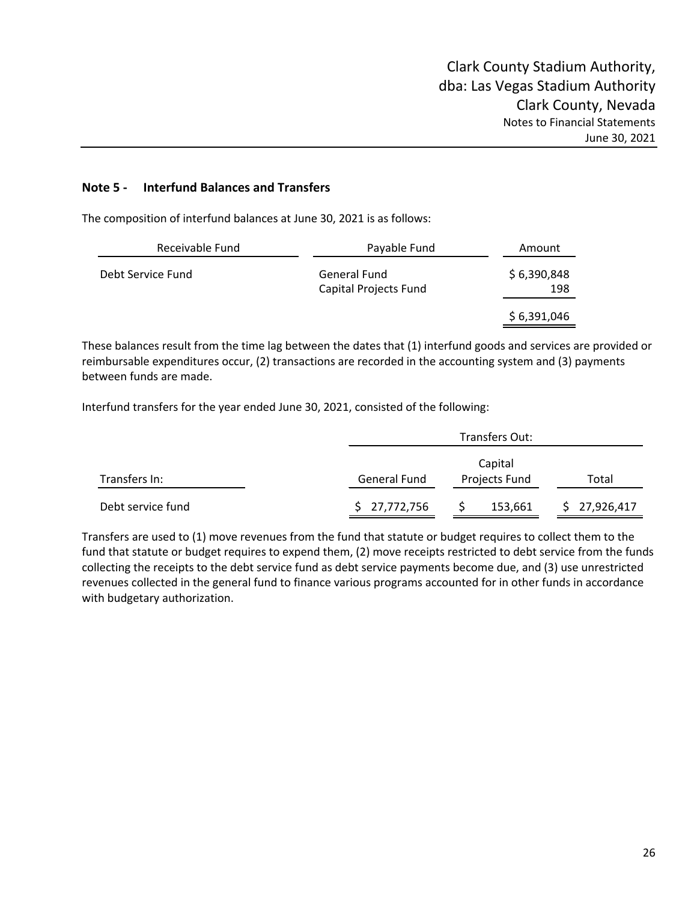## Note 5 - Interfund Balances and Transfers

The composition of interfund balances at June 30, 2021 is as follows:

| Receivable Fund | Payable Fund | Amount |
|---|---|---|
| Debt Service Fund | General Fund | $ 6,390,848 |
| | Capital Projects Fund | 198 |
| | | $ 6,391,046 |

These balances result from the time lag between the dates that (1) interfund goods and services are provided or reimbursable expenditures occur, (2) transactions are recorded in the accounting system and (3) payments between funds are made.

Interfund transfers for the year ended June 30, 2021, consisted of the following:

| | Transfers Out: | | |
|---|---|---|---|
| Transfers In: | General Fund | Capital Projects Fund | Total |
| Debt service fund | $ 27,772,756 | $ 153,661 | $ 27,926,417 |

Transfers are used to (1) move revenues from the fund that statute or budget requires to collect them to the fund that statute or budget requires to expend them, (2) move receipts restricted to debt service from the funds collecting the receipts to the debt service fund as debt service payments become due, and (3) use unrestricted revenues collected in the general fund to finance various programs accounted for in other funds in accordance with budgetary authorization.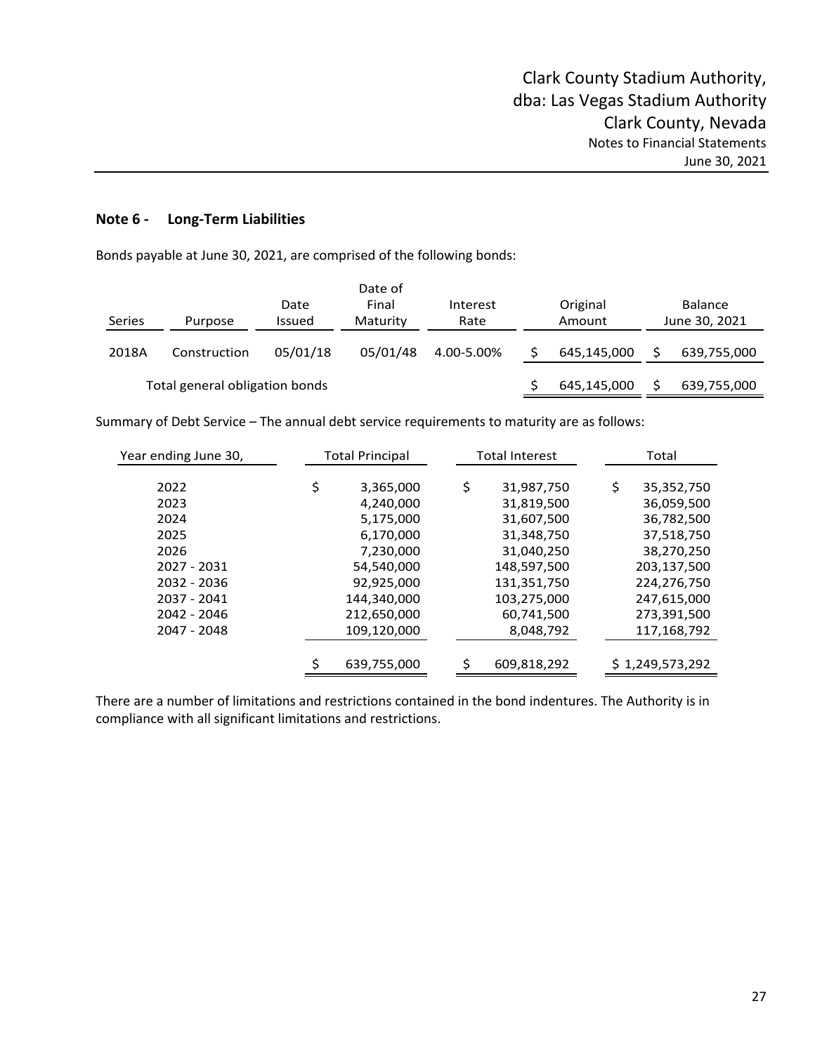Clark County Stadium Authority,
dba: Las Vegas Stadium Authority
Clark County, Nevada
Notes to Financial Statements
June 30, 2021

## Note 6 - Long-Term Liabilities

Bonds payable at June 30, 2021, are comprised of the following bonds:

| Series | Purpose | Date Issued | Date of Final Maturity | Interest Rate | Original Amount | Balance June 30, 2021 |
|---|---|---|---|---|---|---|
| 2018A | Construction | 05/01/18 | 05/01/48 | 4.00-5.00% | $ 645,145,000 | $ 639,755,000 |
| Total general obligation bonds | | | | | $ 645,145,000 | $ 639,755,000 |

Summary of Debt Service – The annual debt service requirements to maturity are as follows:

| Year ending June 30, | Total Principal | Total Interest | Total |
|---|---|---|---|
| 2022 | $ 3,365,000 | $ 31,987,750 | $ 35,352,750 |
| 2023 | 4,240,000 | 31,819,500 | 36,059,500 |
| 2024 | 5,175,000 | 31,607,500 | 36,782,500 |
| 2025 | 6,170,000 | 31,348,750 | 37,518,750 |
| 2026 | 7,230,000 | 31,040,250 | 38,270,250 |
| 2027 - 2031 | 54,540,000 | 148,597,500 | 203,137,500 |
| 2032 - 2036 | 92,925,000 | 131,351,750 | 224,276,750 |
| 2037 - 2041 | 144,340,000 | 103,275,000 | 247,615,000 |
| 2042 - 2046 | 212,650,000 | 60,741,500 | 273,391,500 |
| 2047 - 2048 | 109,120,000 | 8,048,792 | 117,168,792 |
| | $ 639,755,000 | $ 609,818,292 | $ 1,249,573,292 |

There are a number of limitations and restrictions contained in the bond indentures. The Authority is in compliance with all significant limitations and restrictions.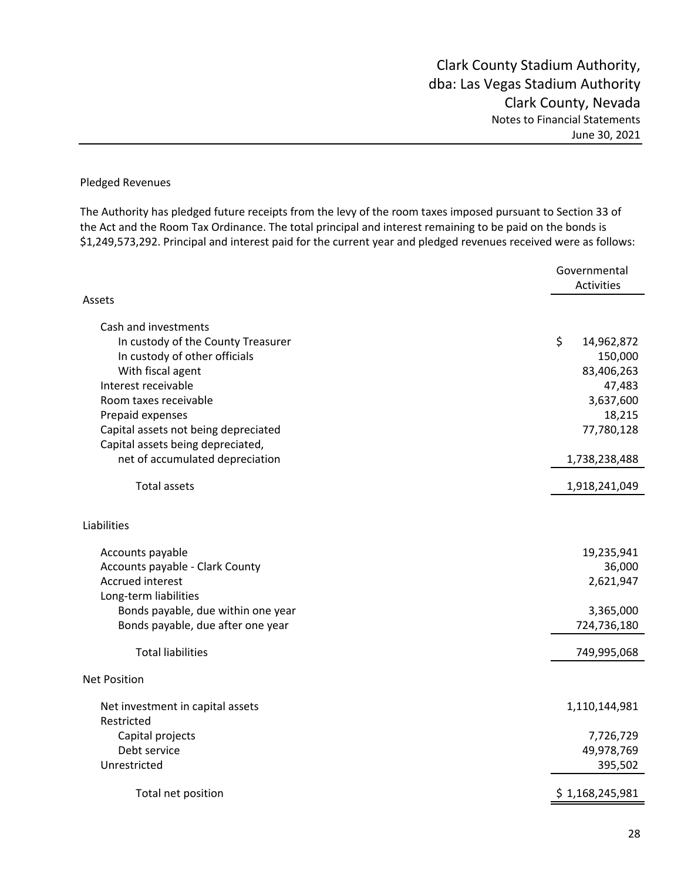Pledged Revenues

The Authority has pledged future receipts from the levy of the room taxes imposed pursuant to Section 33 of the Act and the Room Tax Ordinance. The total principal and interest remaining to be paid on the bonds is $1,249,573,292. Principal and interest paid for the current year and pledged revenues received were as follows:

| | Governmental Activities |
|---|---|
| **Assets** | |
| Cash and investments | |
| In custody of the County Treasurer | $ 14,962,872 |
| In custody of other officials | 150,000 |
| With fiscal agent | 83,406,263 |
| Interest receivable | 47,483 |
| Room taxes receivable | 3,637,600 |
| Prepaid expenses | 18,215 |
| Capital assets not being depreciated | 77,780,128 |
| Capital assets being depreciated, net of accumulated depreciation | 1,738,238,488 |
| Total assets | 1,918,241,049 |
| **Liabilities** | |
| Accounts payable | 19,235,941 |
| Accounts payable - Clark County | 36,000 |
| Accrued interest | 2,621,947 |
| Long-term liabilities | |
| Bonds payable, due within one year | 3,365,000 |
| Bonds payable, due after one year | 724,736,180 |
| Total liabilities | 749,995,068 |
| **Net Position** | |
| Net investment in capital assets | 1,110,144,981 |
| Restricted | |
| Capital projects | 7,726,729 |
| Debt service | 49,978,769 |
| Unrestricted | 395,502 |
| Total net position | $ 1,168,245,981 |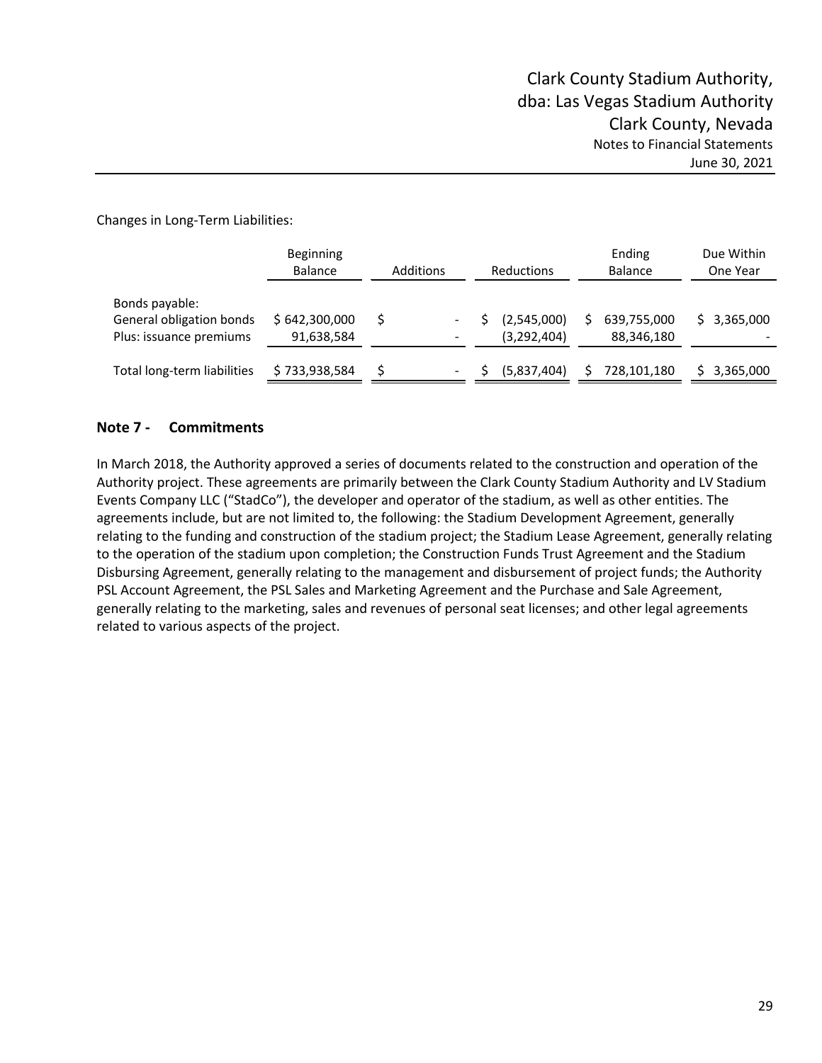Changes in Long-Term Liabilities:

| | Beginning Balance | Additions | Reductions | Ending Balance | Due Within One Year |
|---|---|---|---|---|---|
| Bonds payable: | | | | | |
| General obligation bonds | $ 642,300,000 | $ - | $ (2,545,000) | $ 639,755,000 | $ 3,365,000 |
| Plus: issuance premiums | 91,638,584 | - | (3,292,404) | 88,346,180 | - |
| Total long-term liabilities | $ 733,938,584 | $ - | $ (5,837,404) | $ 728,101,180 | $ 3,365,000 |

## Note 7 - Commitments

In March 2018, the Authority approved a series of documents related to the construction and operation of the Authority project. These agreements are primarily between the Clark County Stadium Authority and LV Stadium Events Company LLC ("StadCo"), the developer and operator of the stadium, as well as other entities. The agreements include, but are not limited to, the following: the Stadium Development Agreement, generally relating to the funding and construction of the stadium project; the Stadium Lease Agreement, generally relating to the operation of the stadium upon completion; the Construction Funds Trust Agreement and the Stadium Disbursing Agreement, generally relating to the management and disbursement of project funds; the Authority PSL Account Agreement, the PSL Sales and Marketing Agreement and the Purchase and Sale Agreement, generally relating to the marketing, sales and revenues of personal seat licenses; and other legal agreements related to various aspects of the project.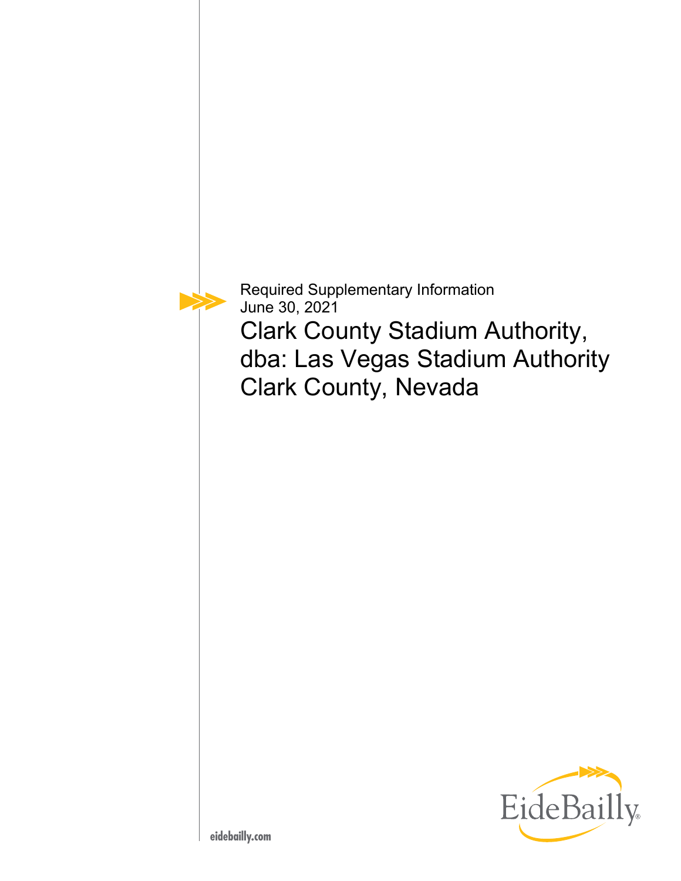Required Supplementary Information
June 30, 2021

# Clark County Stadium Authority, dba: Las Vegas Stadium Authority Clark County, Nevada

eidebailly.com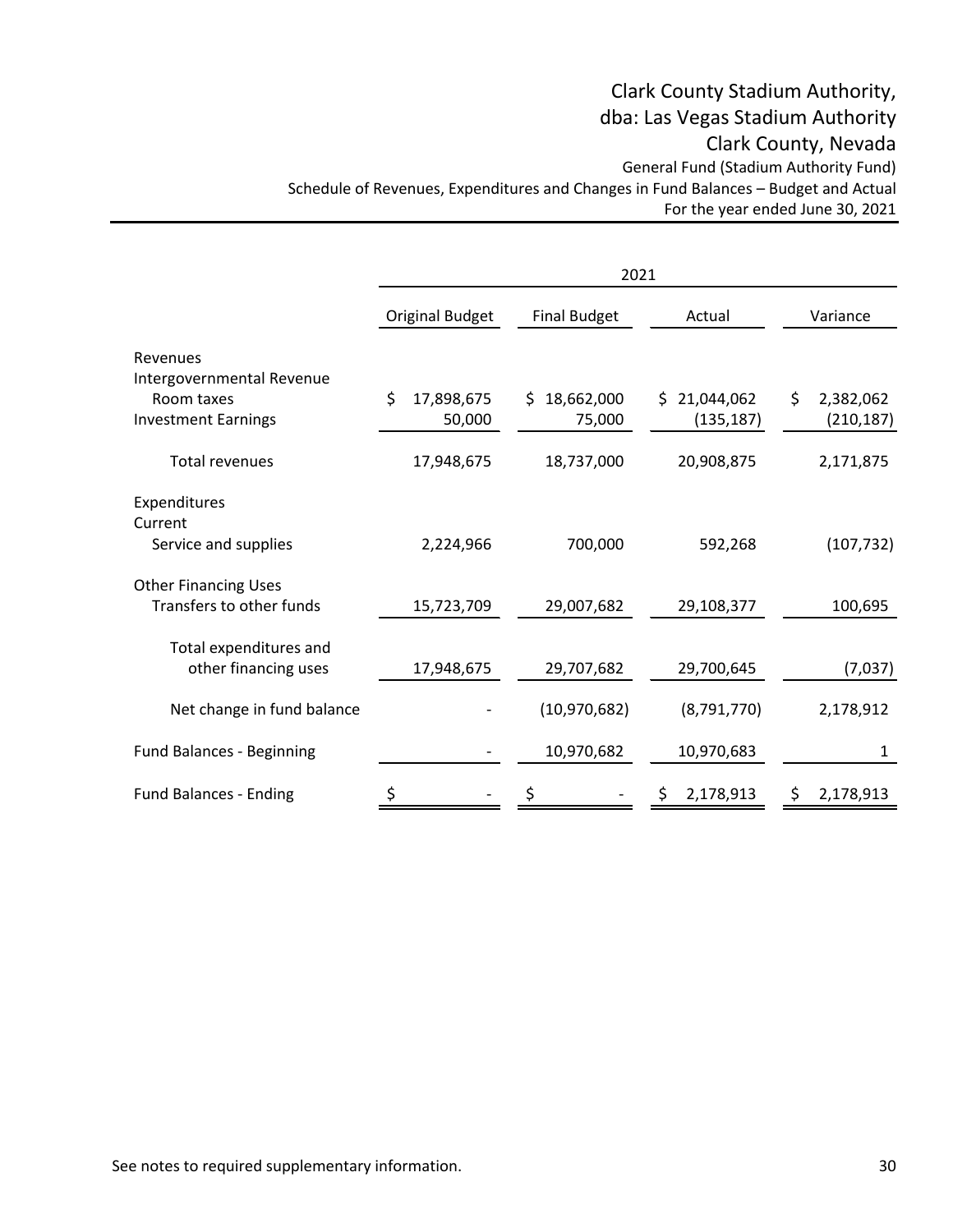# Clark County Stadium Authority,
# dba: Las Vegas Stadium Authority
# Clark County, Nevada

General Fund (Stadium Authority Fund)
Schedule of Revenues, Expenditures and Changes in Fund Balances – Budget and Actual
For the year ended June 30, 2021

| | 2021 | | | |
|---|---|---|---|---|
| | Original Budget | Final Budget | Actual | Variance |
| Revenues | | | | |
| Intergovernmental Revenue | | | | |
| Room taxes | $ 17,898,675 | $ 18,662,000 | $ 21,044,062 | $ 2,382,062 |
| Investment Earnings | 50,000 | 75,000 | (135,187) | (210,187) |
| Total revenues | 17,948,675 | 18,737,000 | 20,908,875 | 2,171,875 |
| Expenditures | | | | |
| Current | | | | |
| Service and supplies | 2,224,966 | 700,000 | 592,268 | (107,732) |
| Other Financing Uses | | | | |
| Transfers to other funds | 15,723,709 | 29,007,682 | 29,108,377 | 100,695 |
| Total expenditures and other financing uses | 17,948,675 | 29,707,682 | 29,700,645 | (7,037) |
| Net change in fund balance | - | (10,970,682) | (8,791,770) | 2,178,912 |
| Fund Balances - Beginning | - | 10,970,682 | 10,970,683 | 1 |
| Fund Balances - Ending | $ - | $ - | $ 2,178,913 | $ 2,178,913 |

See notes to required supplementary information.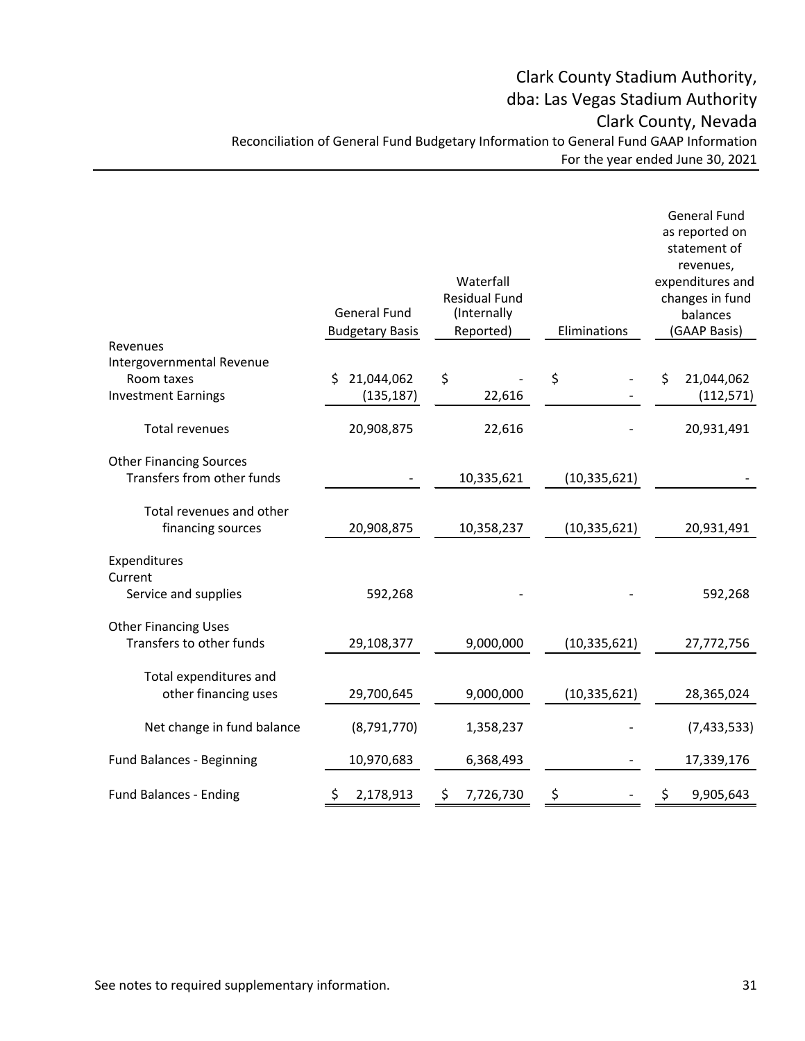# Clark County Stadium Authority,
# dba: Las Vegas Stadium Authority
# Clark County, Nevada

Reconciliation of General Fund Budgetary Information to General Fund GAAP Information
For the year ended June 30, 2021

| | General Fund Budgetary Basis | Waterfall Residual Fund (Internally Reported) | Eliminations | General Fund as reported on statement of revenues, expenditures and changes in fund balances (GAAP Basis) |
|---|---|---|---|---|
| Revenues | | | | |
| Intergovernmental Revenue | | | | |
| Room taxes | $ 21,044,062 | $ - | $ - | $ 21,044,062 |
| Investment Earnings | (135,187) | 22,616 | - | (112,571) |
| Total revenues | 20,908,875 | 22,616 | - | 20,931,491 |
| Other Financing Sources | | | | |
| Transfers from other funds | - | 10,335,621 | (10,335,621) | - |
| Total revenues and other financing sources | 20,908,875 | 10,358,237 | (10,335,621) | 20,931,491 |
| Expenditures | | | | |
| Current | | | | |
| Service and supplies | 592,268 | - | - | 592,268 |
| Other Financing Uses | | | | |
| Transfers to other funds | 29,108,377 | 9,000,000 | (10,335,621) | 27,772,756 |
| Total expenditures and other financing uses | 29,700,645 | 9,000,000 | (10,335,621) | 28,365,024 |
| Net change in fund balance | (8,791,770) | 1,358,237 | - | (7,433,533) |
| Fund Balances - Beginning | 10,970,683 | 6,368,493 | - | 17,339,176 |
| Fund Balances - Ending | $ 2,178,913 | $ 7,726,730 | $ - | $ 9,905,643 |

See notes to required supplementary information.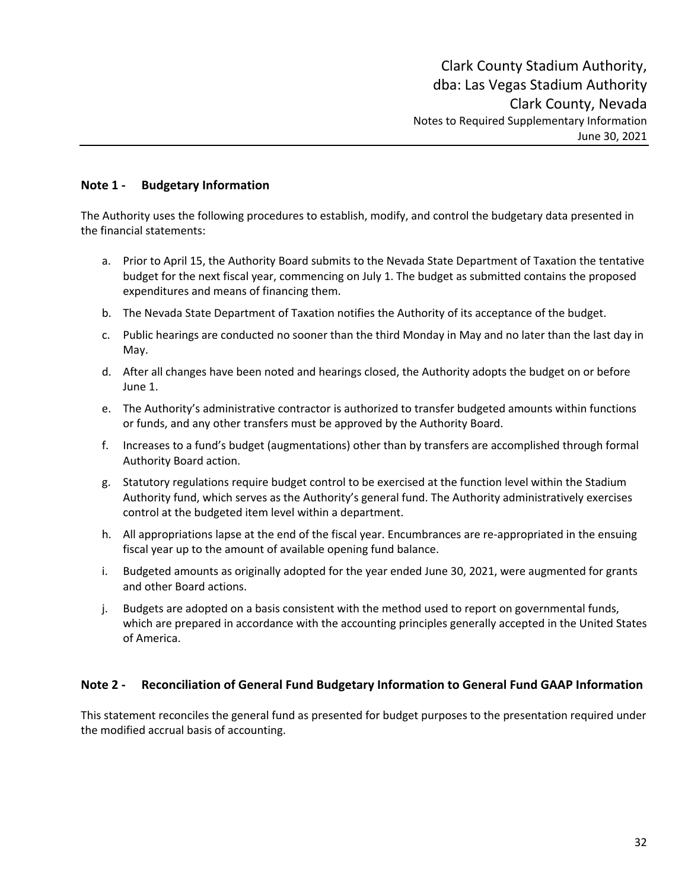## Note 1 - Budgetary Information

The Authority uses the following procedures to establish, modify, and control the budgetary data presented in the financial statements:

a. Prior to April 15, the Authority Board submits to the Nevada State Department of Taxation the tentative budget for the next fiscal year, commencing on July 1. The budget as submitted contains the proposed expenditures and means of financing them.

b. The Nevada State Department of Taxation notifies the Authority of its acceptance of the budget.

c. Public hearings are conducted no sooner than the third Monday in May and no later than the last day in May.

d. After all changes have been noted and hearings closed, the Authority adopts the budget on or before June 1.

e. The Authority's administrative contractor is authorized to transfer budgeted amounts within functions or funds, and any other transfers must be approved by the Authority Board.

f. Increases to a fund's budget (augmentations) other than by transfers are accomplished through formal Authority Board action.

g. Statutory regulations require budget control to be exercised at the function level within the Stadium Authority fund, which serves as the Authority's general fund. The Authority administratively exercises control at the budgeted item level within a department.

h. All appropriations lapse at the end of the fiscal year. Encumbrances are re-appropriated in the ensuing fiscal year up to the amount of available opening fund balance.

i. Budgeted amounts as originally adopted for the year ended June 30, 2021, were augmented for grants and other Board actions.

j. Budgets are adopted on a basis consistent with the method used to report on governmental funds, which are prepared in accordance with the accounting principles generally accepted in the United States of America.

## Note 2 - Reconciliation of General Fund Budgetary Information to General Fund GAAP Information

This statement reconciles the general fund as presented for budget purposes to the presentation required under the modified accrual basis of accounting.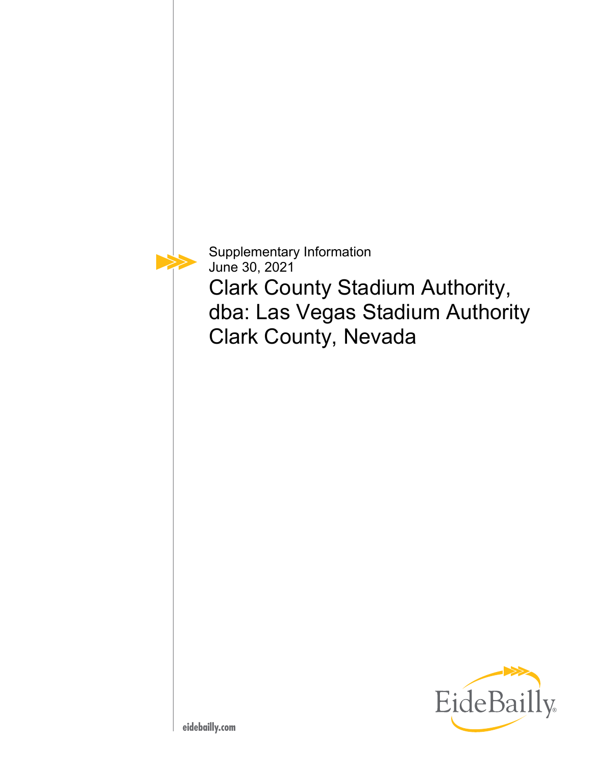Supplementary Information
June 30, 2021

# Clark County Stadium Authority, dba: Las Vegas Stadium Authority Clark County, Nevada

EideBailly

eidebailly.com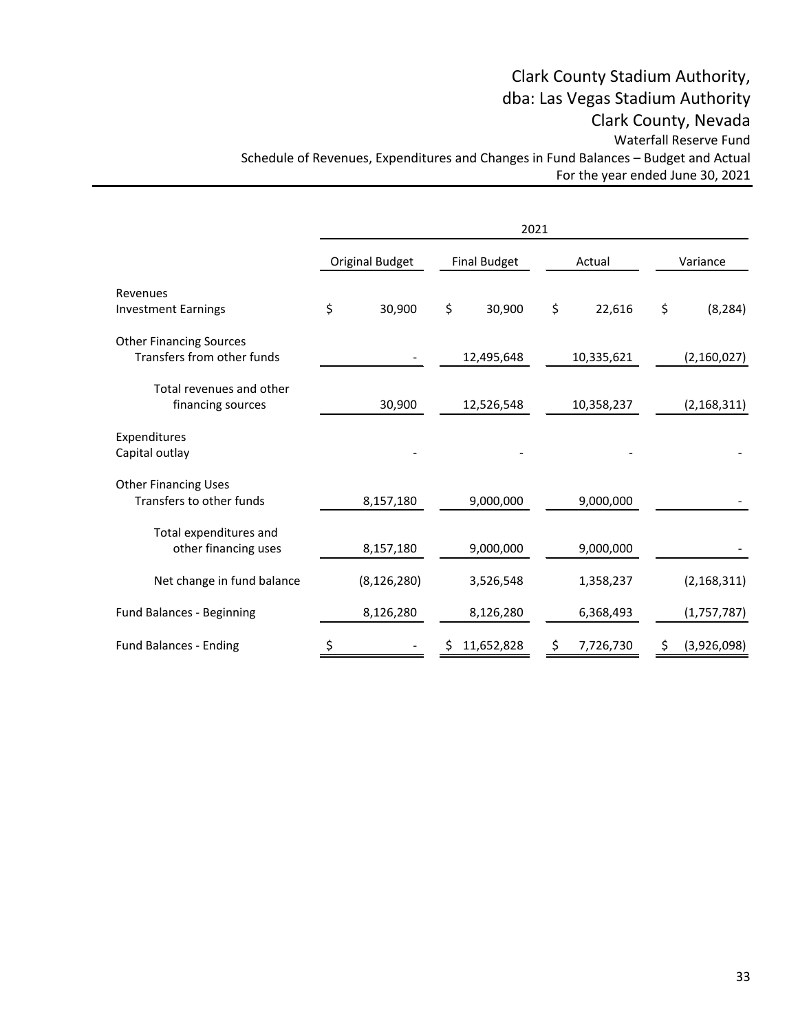# Clark County Stadium Authority,
# dba: Las Vegas Stadium Authority
# Clark County, Nevada

## Waterfall Reserve Fund
## Schedule of Revenues, Expenditures and Changes in Fund Balances – Budget and Actual
## For the year ended June 30, 2021

| | 2021 | | | |
|---|---|---|---|---|
| | Original Budget | Final Budget | Actual | Variance |
| **Revenues** | | | | |
| Investment Earnings | $ 30,900 | $ 30,900 | $ 22,616 | $ (8,284) |
| **Other Financing Sources** | | | | |
| Transfers from other funds | - | 12,495,648 | 10,335,621 | (2,160,027) |
| Total revenues and other financing sources | 30,900 | 12,526,548 | 10,358,237 | (2,168,311) |
| **Expenditures** | | | | |
| Capital outlay | - | - | - | - |
| **Other Financing Uses** | | | | |
| Transfers to other funds | 8,157,180 | 9,000,000 | 9,000,000 | - |
| Total expenditures and other financing uses | 8,157,180 | 9,000,000 | 9,000,000 | - |
| Net change in fund balance | (8,126,280) | 3,526,548 | 1,358,237 | (2,168,311) |
| Fund Balances - Beginning | 8,126,280 | 8,126,280 | 6,368,493 | (1,757,787) |
| Fund Balances - Ending | $ - | $ 11,652,828 | $ 7,726,730 | $ (3,926,098) |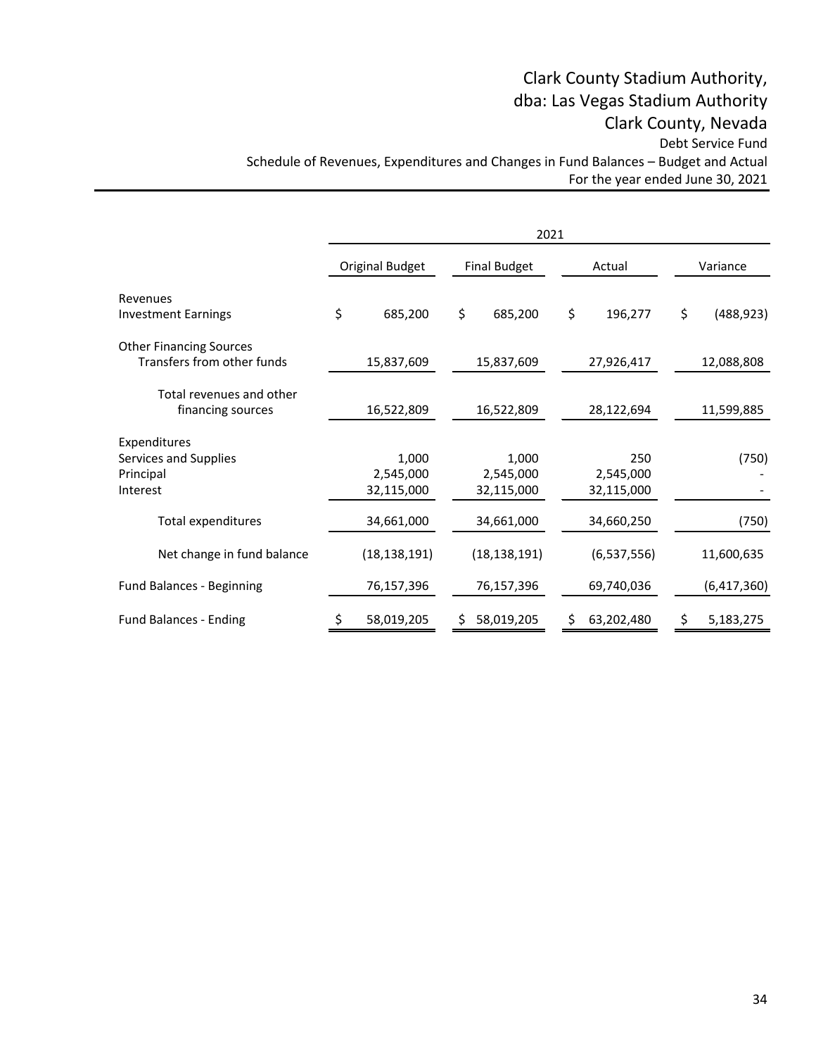# Clark County Stadium Authority,
# dba: Las Vegas Stadium Authority
# Clark County, Nevada

Debt Service Fund

Schedule of Revenues, Expenditures and Changes in Fund Balances – Budget and Actual

For the year ended June 30, 2021

| | 2021 | | | |
|---|---|---|---|---|
| | Original Budget | Final Budget | Actual | Variance |
| **Revenues** | | | | |
| Investment Earnings | $ 685,200 | $ 685,200 | $ 196,277 | $ (488,923) |
| **Other Financing Sources** | | | | |
| Transfers from other funds | 15,837,609 | 15,837,609 | 27,926,417 | 12,088,808 |
| Total revenues and other financing sources | 16,522,809 | 16,522,809 | 28,122,694 | 11,599,885 |
| **Expenditures** | | | | |
| Services and Supplies | 1,000 | 1,000 | 250 | (750) |
| Principal | 2,545,000 | 2,545,000 | 2,545,000 | - |
| Interest | 32,115,000 | 32,115,000 | 32,115,000 | - |
| Total expenditures | 34,661,000 | 34,661,000 | 34,660,250 | (750) |
| Net change in fund balance | (18,138,191) | (18,138,191) | (6,537,556) | 11,600,635 |
| Fund Balances - Beginning | 76,157,396 | 76,157,396 | 69,740,036 | (6,417,360) |
| Fund Balances - Ending | $ 58,019,205 | $ 58,019,205 | $ 63,202,480 | $ 5,183,275 |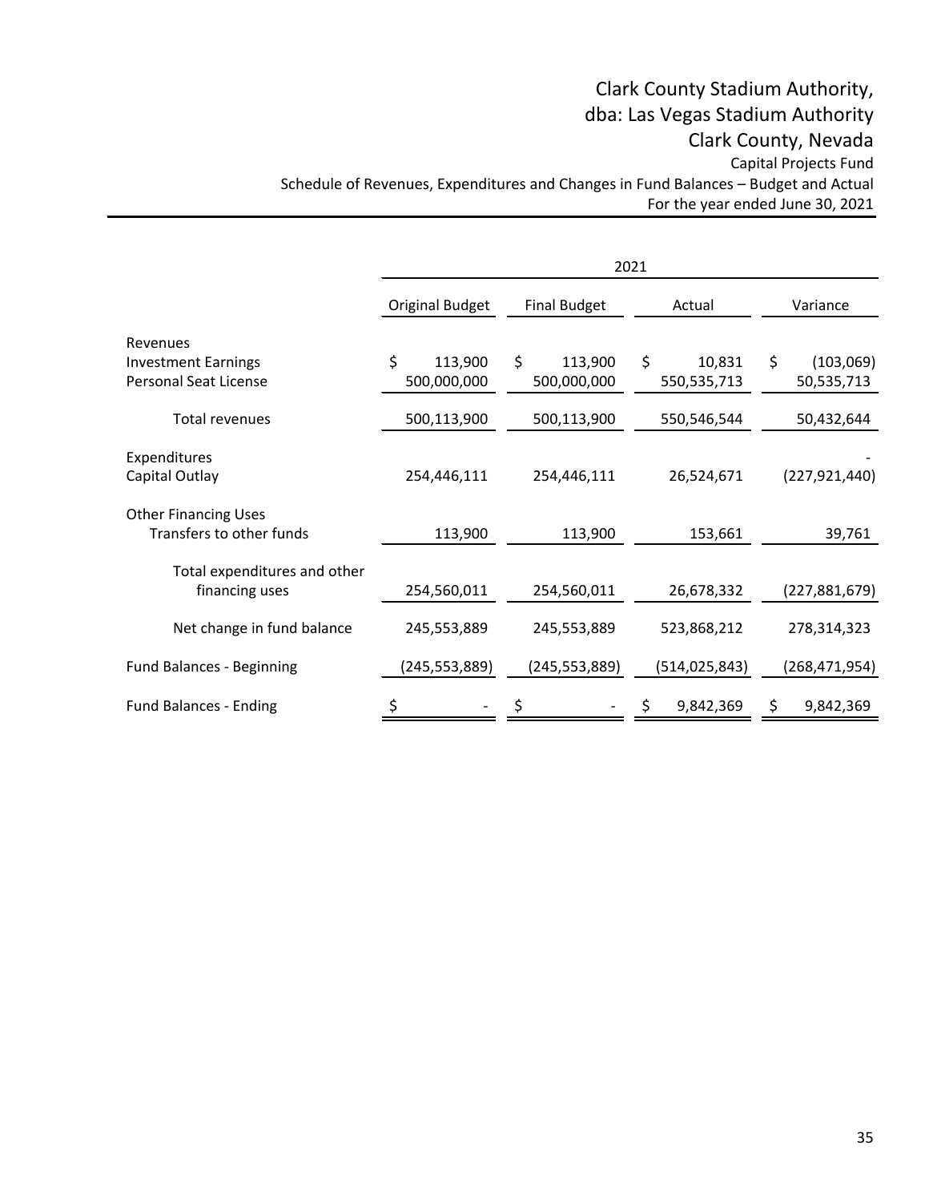# Clark County Stadium Authority,
# dba: Las Vegas Stadium Authority
# Clark County, Nevada

Capital Projects Fund

Schedule of Revenues, Expenditures and Changes in Fund Balances – Budget and Actual

For the year ended June 30, 2021

| | 2021 | | | |
|---|---|---|---|---|
| | Original Budget | Final Budget | Actual | Variance |
| Revenues | | | | |
| Investment Earnings | $ 113,900 | $ 113,900 | $ 10,831 | $ (103,069) |
| Personal Seat License | 500,000,000 | 500,000,000 | 550,535,713 | 50,535,713 |
| Total revenues | 500,113,900 | 500,113,900 | 550,546,544 | 50,432,644 |
| Expenditures | | | | - |
| Capital Outlay | 254,446,111 | 254,446,111 | 26,524,671 | (227,921,440) |
| Other Financing Uses | | | | |
| Transfers to other funds | 113,900 | 113,900 | 153,661 | 39,761 |
| Total expenditures and other financing uses | 254,560,011 | 254,560,011 | 26,678,332 | (227,881,679) |
| Net change in fund balance | 245,553,889 | 245,553,889 | 523,868,212 | 278,314,323 |
| Fund Balances - Beginning | (245,553,889) | (245,553,889) | (514,025,843) | (268,471,954) |
| Fund Balances - Ending | $ - | $ - | $ 9,842,369 | $ 9,842,369 |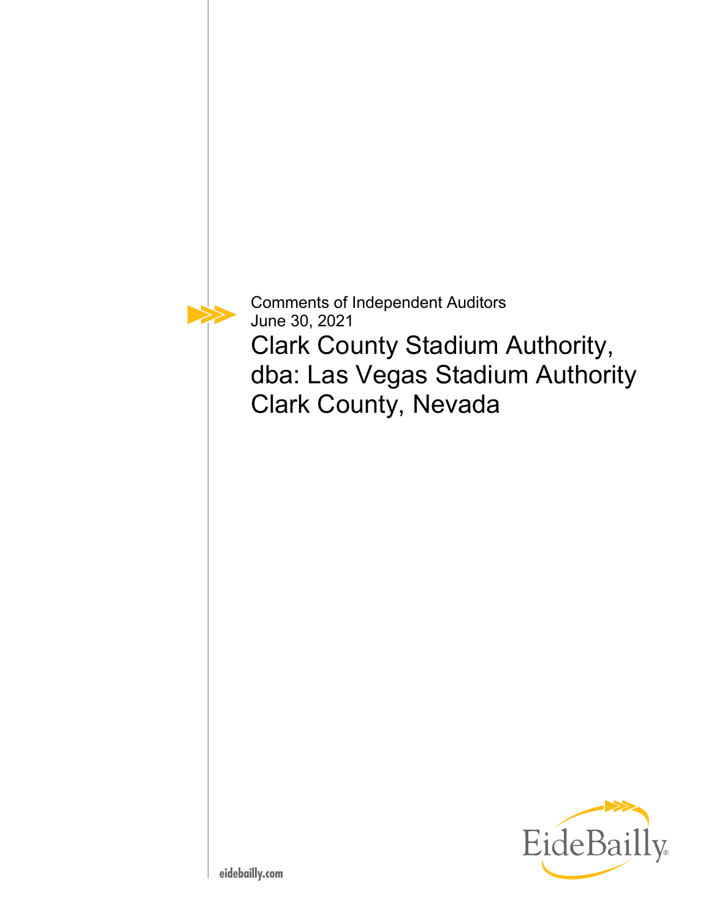Comments of Independent Auditors
June 30, 2021

# Clark County Stadium Authority, dba: Las Vegas Stadium Authority Clark County, Nevada

EideBailly

eidebailly.com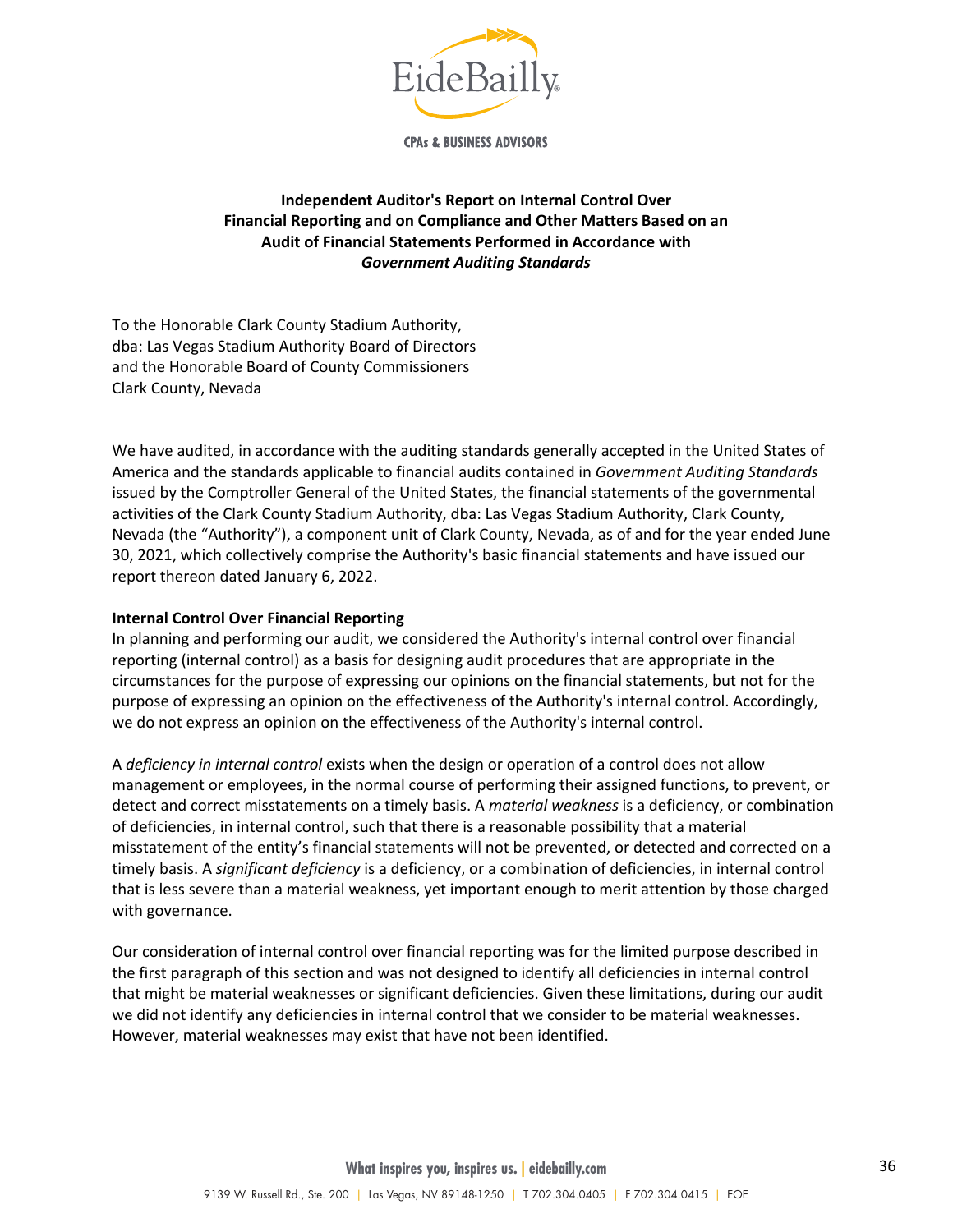EideBailly

CPAs & BUSINESS ADVISORS

## Independent Auditor's Report on Internal Control Over Financial Reporting and on Compliance and Other Matters Based on an Audit of Financial Statements Performed in Accordance with *Government Auditing Standards*

To the Honorable Clark County Stadium Authority,
dba: Las Vegas Stadium Authority Board of Directors
and the Honorable Board of County Commissioners
Clark County, Nevada

We have audited, in accordance with the auditing standards generally accepted in the United States of America and the standards applicable to financial audits contained in *Government Auditing Standards* issued by the Comptroller General of the United States, the financial statements of the governmental activities of the Clark County Stadium Authority, dba: Las Vegas Stadium Authority, Clark County, Nevada (the "Authority"), a component unit of Clark County, Nevada, as of and for the year ended June 30, 2021, which collectively comprise the Authority's basic financial statements and have issued our report thereon dated January 6, 2022.

**Internal Control Over Financial Reporting**

In planning and performing our audit, we considered the Authority's internal control over financial reporting (internal control) as a basis for designing audit procedures that are appropriate in the circumstances for the purpose of expressing our opinions on the financial statements, but not for the purpose of expressing an opinion on the effectiveness of the Authority's internal control. Accordingly, we do not express an opinion on the effectiveness of the Authority's internal control.

A *deficiency in internal control* exists when the design or operation of a control does not allow management or employees, in the normal course of performing their assigned functions, to prevent, or detect and correct misstatements on a timely basis. A *material weakness* is a deficiency, or combination of deficiencies, in internal control, such that there is a reasonable possibility that a material misstatement of the entity's financial statements will not be prevented, or detected and corrected on a timely basis. A *significant deficiency* is a deficiency, or a combination of deficiencies, in internal control that is less severe than a material weakness, yet important enough to merit attention by those charged with governance.

Our consideration of internal control over financial reporting was for the limited purpose described in the first paragraph of this section and was not designed to identify all deficiencies in internal control that might be material weaknesses or significant deficiencies. Given these limitations, during our audit we did not identify any deficiencies in internal control that we consider to be material weaknesses. However, material weaknesses may exist that have not been identified.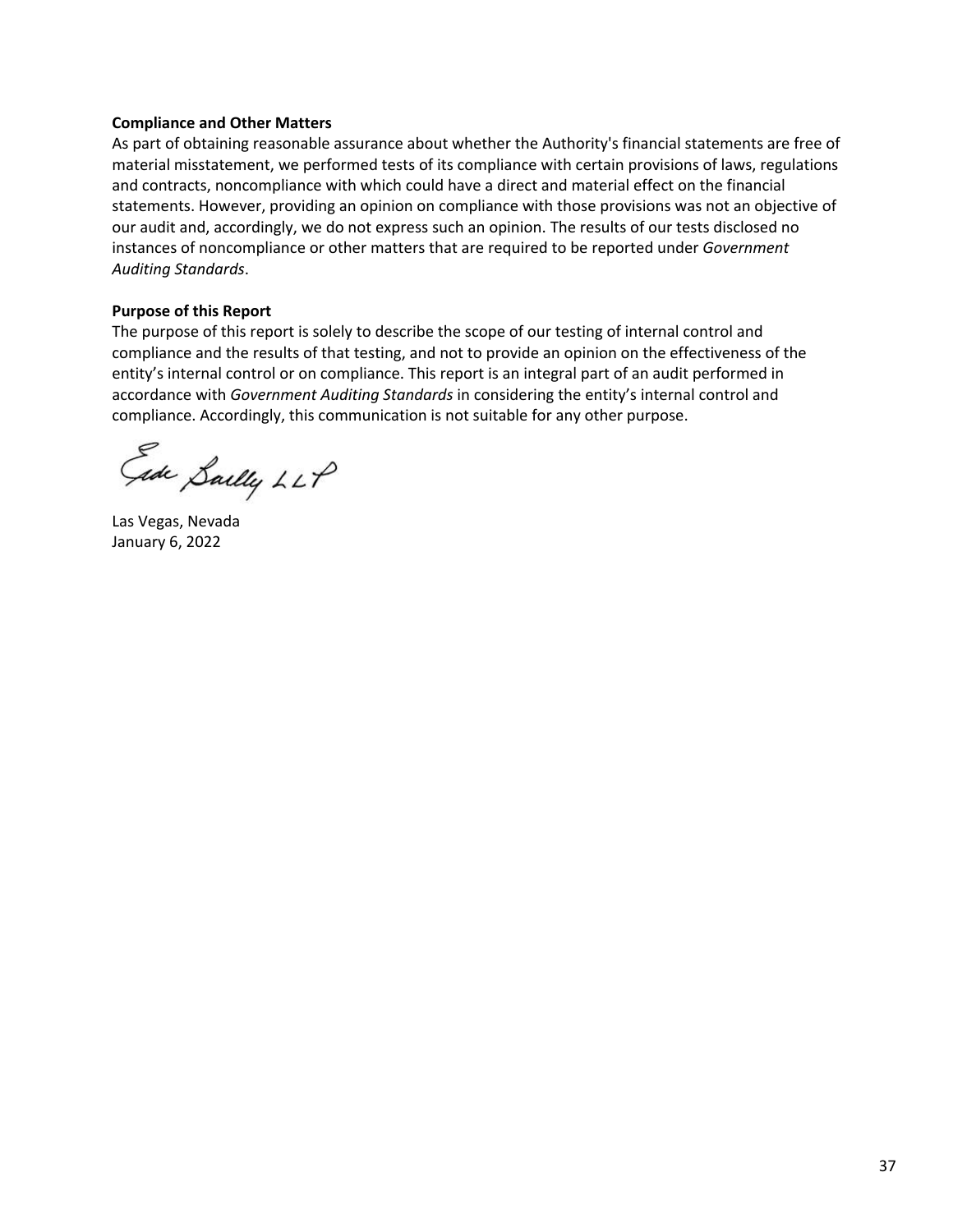**Compliance and Other Matters**

As part of obtaining reasonable assurance about whether the Authority's financial statements are free of material misstatement, we performed tests of its compliance with certain provisions of laws, regulations and contracts, noncompliance with which could have a direct and material effect on the financial statements. However, providing an opinion on compliance with those provisions was not an objective of our audit and, accordingly, we do not express such an opinion. The results of our tests disclosed no instances of noncompliance or other matters that are required to be reported under *Government Auditing Standards*.

**Purpose of this Report**

The purpose of this report is solely to describe the scope of our testing of internal control and compliance and the results of that testing, and not to provide an opinion on the effectiveness of the entity's internal control or on compliance. This report is an integral part of an audit performed in accordance with *Government Auditing Standards* in considering the entity's internal control and compliance. Accordingly, this communication is not suitable for any other purpose.

Eide Bailly LLP

Las Vegas, Nevada
January 6, 2022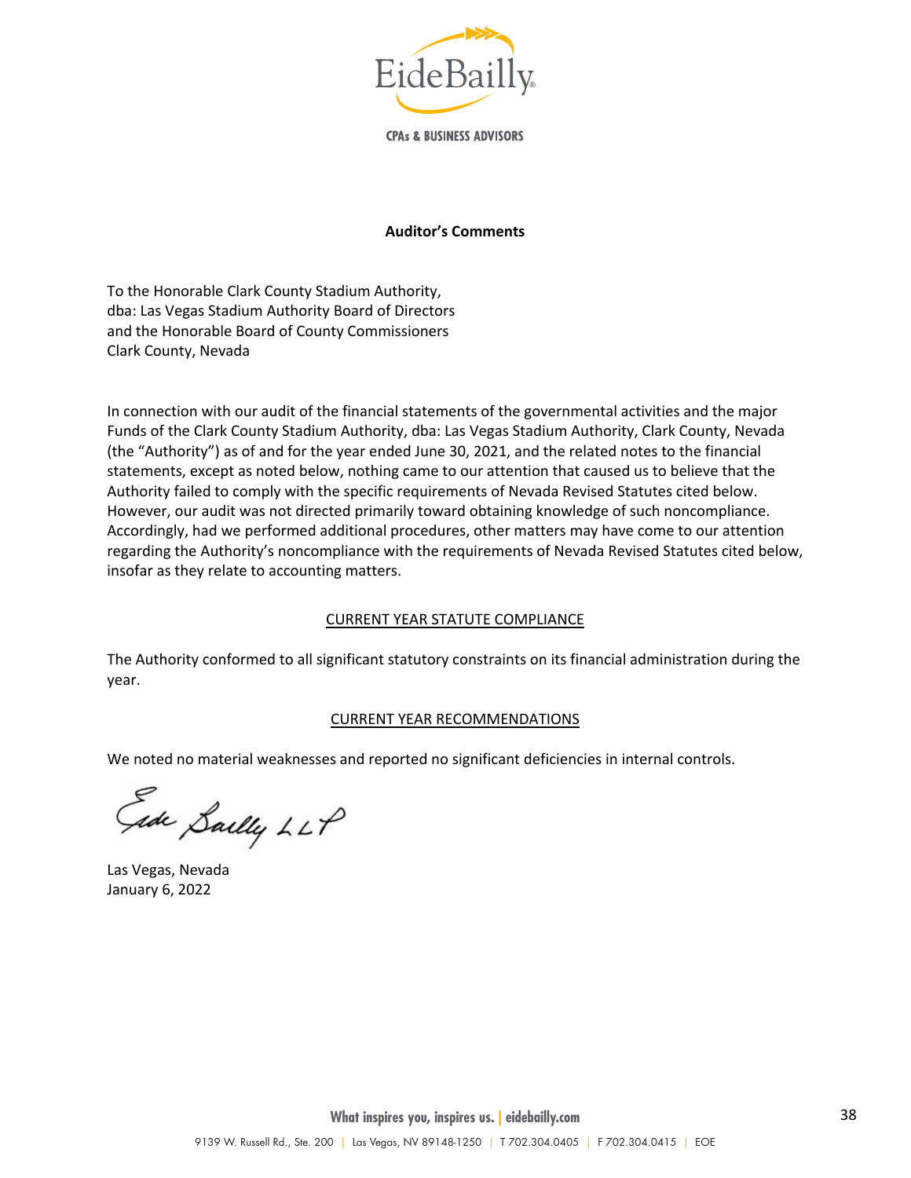EideBailly

CPAs & BUSINESS ADVISORS

**Auditor's Comments**

To the Honorable Clark County Stadium Authority,
dba: Las Vegas Stadium Authority Board of Directors
and the Honorable Board of County Commissioners
Clark County, Nevada

In connection with our audit of the financial statements of the governmental activities and the major Funds of the Clark County Stadium Authority, dba: Las Vegas Stadium Authority, Clark County, Nevada (the "Authority") as of and for the year ended June 30, 2021, and the related notes to the financial statements, except as noted below, nothing came to our attention that caused us to believe that the Authority failed to comply with the specific requirements of Nevada Revised Statutes cited below. However, our audit was not directed primarily toward obtaining knowledge of such noncompliance. Accordingly, had we performed additional procedures, other matters may have come to our attention regarding the Authority's noncompliance with the requirements of Nevada Revised Statutes cited below, insofar as they relate to accounting matters.

CURRENT YEAR STATUTE COMPLIANCE

The Authority conformed to all significant statutory constraints on its financial administration during the year.

CURRENT YEAR RECOMMENDATIONS

We noted no material weaknesses and reported no significant deficiencies in internal controls.

Eide Bailly LLP

Las Vegas, Nevada
January 6, 2022

What inspires you, inspires us. | eidebailly.com

9139 W. Russell Rd., Ste. 200 | Las Vegas, NV 89148-1250 | T 702.304.0405 | F 702.304.0415 | EOE